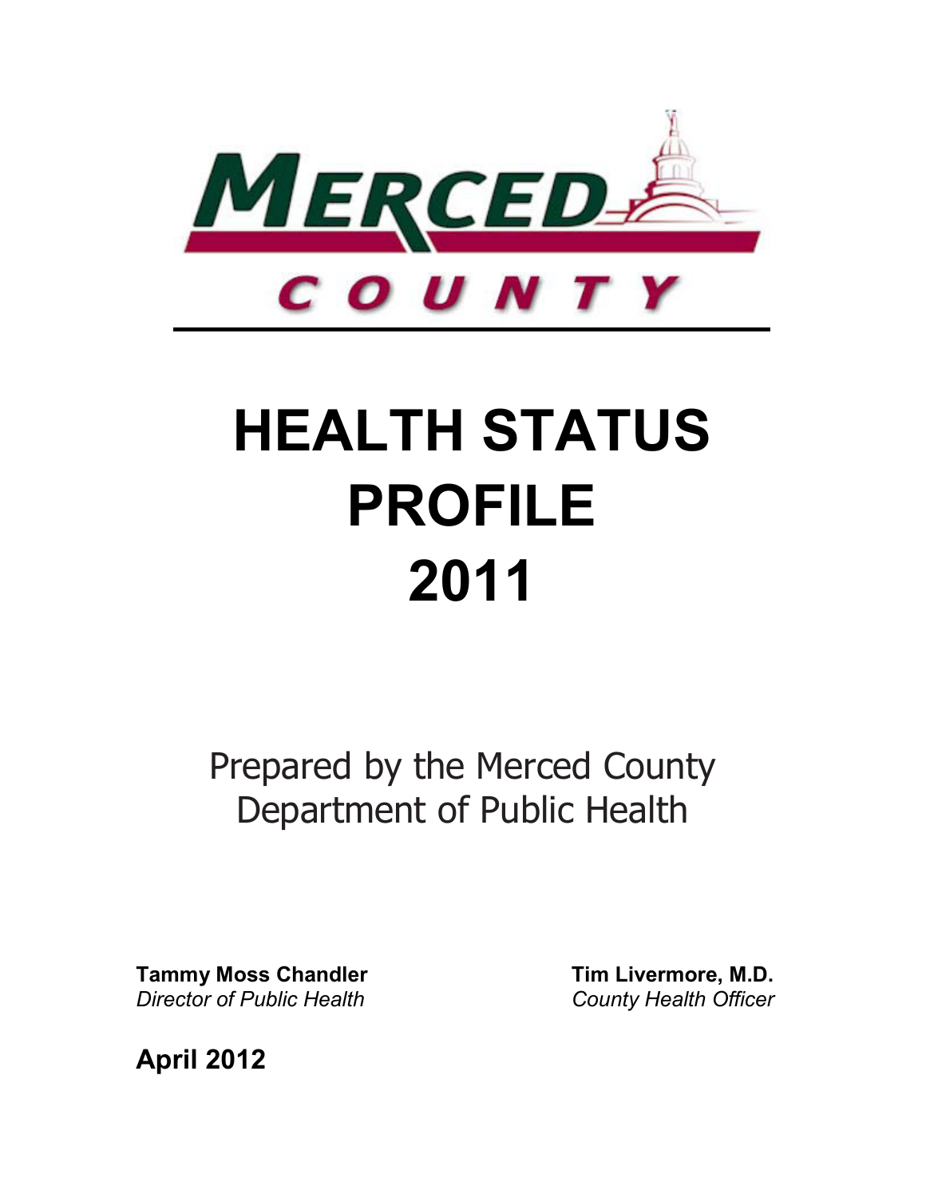MERCED COUNTY

# HEALTH STATUS PROFILE 2011

Prepared by the Merced County Department of Public Health

**Tammy Moss Chandler**
*Director of Public Health*

**Tim Livermore, M.D.**
*County Health Officer*

**April 2012**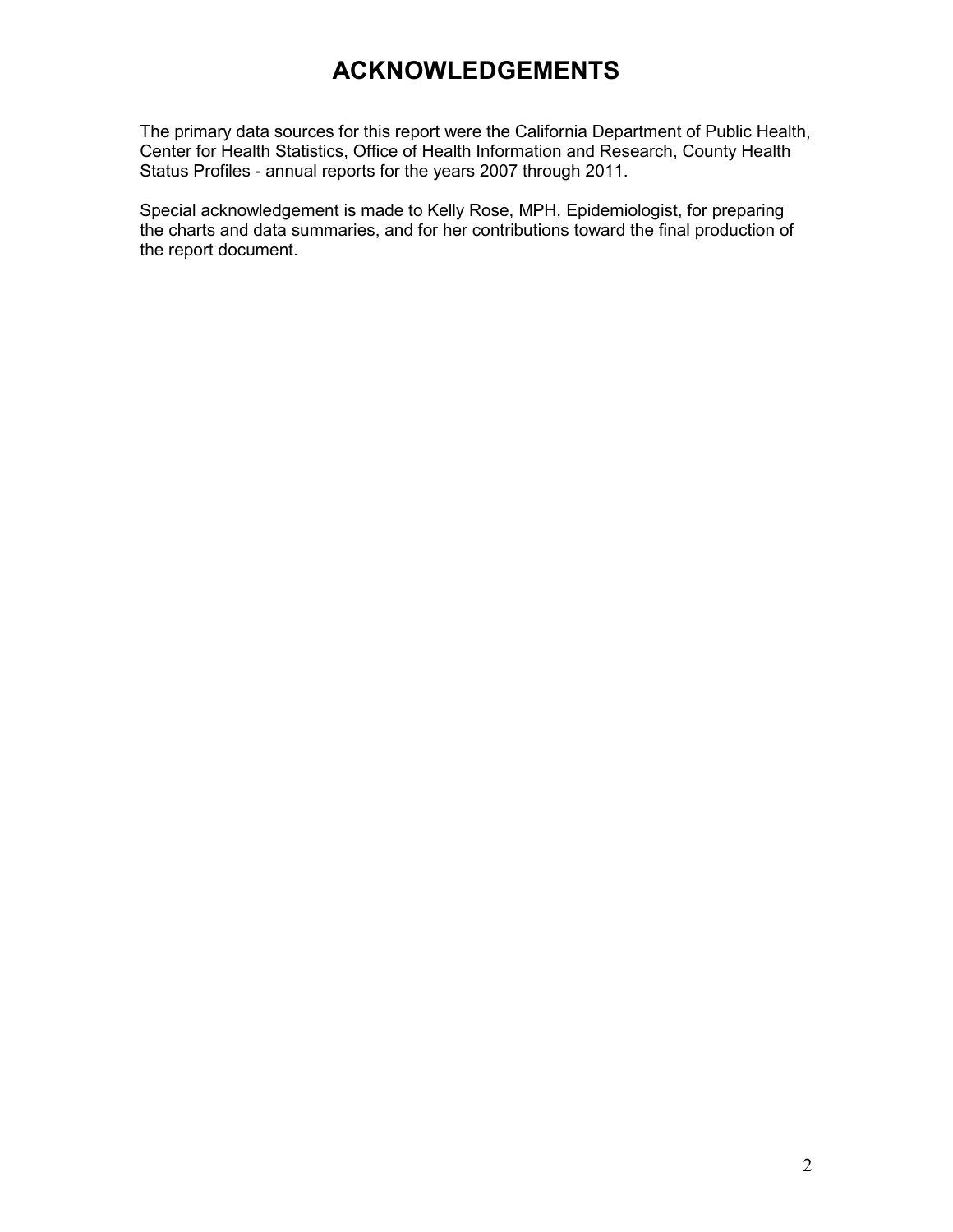# ACKNOWLEDGEMENTS

The primary data sources for this report were the California Department of Public Health, Center for Health Statistics, Office of Health Information and Research, County Health Status Profiles - annual reports for the years 2007 through 2011.

Special acknowledgement is made to Kelly Rose, MPH, Epidemiologist, for preparing the charts and data summaries, and for her contributions toward the final production of the report document.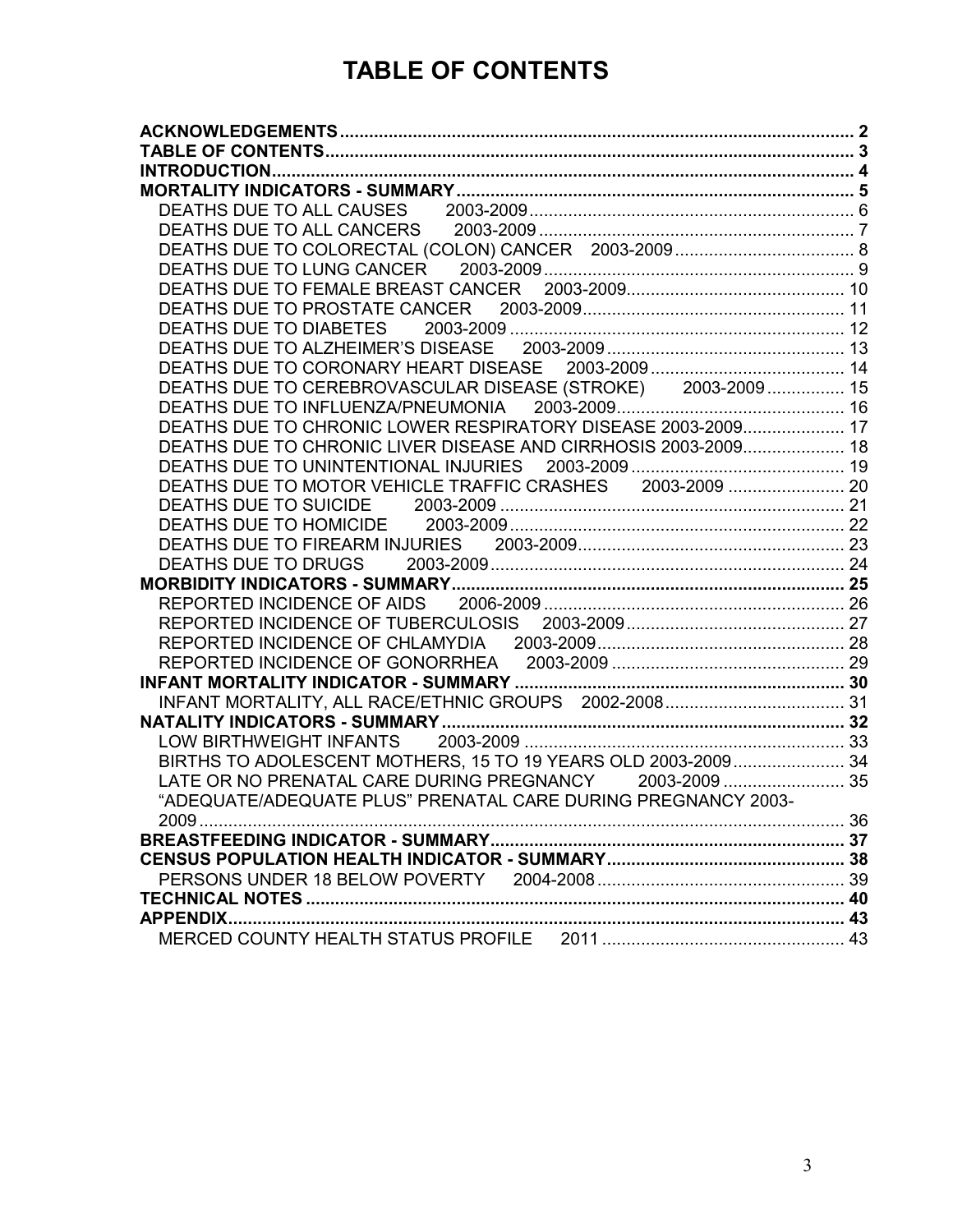# TABLE OF CONTENTS

**ACKNOWLEDGEMENTS** .......... **2**
**TABLE OF CONTENTS** .......... **3**
**INTRODUCTION** .......... **4**
**MORTALITY INDICATORS - SUMMARY** .......... **5**
- DEATHS DUE TO ALL CAUSES 2003-2009 .......... 6
- DEATHS DUE TO ALL CANCERS 2003-2009 .......... 7
- DEATHS DUE TO COLORECTAL (COLON) CANCER 2003-2009 .......... 8
- DEATHS DUE TO LUNG CANCER 2003-2009 .......... 9
- DEATHS DUE TO FEMALE BREAST CANCER 2003-2009 .......... 10
- DEATHS DUE TO PROSTATE CANCER 2003-2009 .......... 11
- DEATHS DUE TO DIABETES 2003-2009 .......... 12
- DEATHS DUE TO ALZHEIMER'S DISEASE 2003-2009 .......... 13
- DEATHS DUE TO CORONARY HEART DISEASE 2003-2009 .......... 14
- DEATHS DUE TO CEREBROVASCULAR DISEASE (STROKE) 2003-2009 .......... 15
- DEATHS DUE TO INFLUENZA/PNEUMONIA 2003-2009 .......... 16
- DEATHS DUE TO CHRONIC LOWER RESPIRATORY DISEASE 2003-2009 .......... 17
- DEATHS DUE TO CHRONIC LIVER DISEASE AND CIRRHOSIS 2003-2009 .......... 18
- DEATHS DUE TO UNINTENTIONAL INJURIES 2003-2009 .......... 19
- DEATHS DUE TO MOTOR VEHICLE TRAFFIC CRASHES 2003-2009 .......... 20
- DEATHS DUE TO SUICIDE 2003-2009 .......... 21
- DEATHS DUE TO HOMICIDE 2003-2009 .......... 22
- DEATHS DUE TO FIREARM INJURIES 2003-2009 .......... 23
- DEATHS DUE TO DRUGS 2003-2009 .......... 24

**MORBIDITY INDICATORS - SUMMARY** .......... **25**
- REPORTED INCIDENCE OF AIDS 2006-2009 .......... 26
- REPORTED INCIDENCE OF TUBERCULOSIS 2003-2009 .......... 27
- REPORTED INCIDENCE OF CHLAMYDIA 2003-2009 .......... 28
- REPORTED INCIDENCE OF GONORRHEA 2003-2009 .......... 29

**INFANT MORTALITY INDICATOR - SUMMARY** .......... **30**
- INFANT MORTALITY, ALL RACE/ETHNIC GROUPS 2002-2008 .......... 31

**NATALITY INDICATORS - SUMMARY** .......... **32**
- LOW BIRTHWEIGHT INFANTS 2003-2009 .......... 33
- BIRTHS TO ADOLESCENT MOTHERS, 15 TO 19 YEARS OLD 2003-2009 .......... 34
- LATE OR NO PRENATAL CARE DURING PREGNANCY 2003-2009 .......... 35
- "ADEQUATE/ADEQUATE PLUS" PRENATAL CARE DURING PREGNANCY 2003-2009 .......... 36

**BREASTFEEDING INDICATOR - SUMMARY** .......... **37**
**CENSUS POPULATION HEALTH INDICATOR - SUMMARY** .......... **38**
- PERSONS UNDER 18 BELOW POVERTY 2004-2008 .......... 39

**TECHNICAL NOTES** .......... **40**
**APPENDIX** .......... **43**
- MERCED COUNTY HEALTH STATUS PROFILE 2011 .......... 43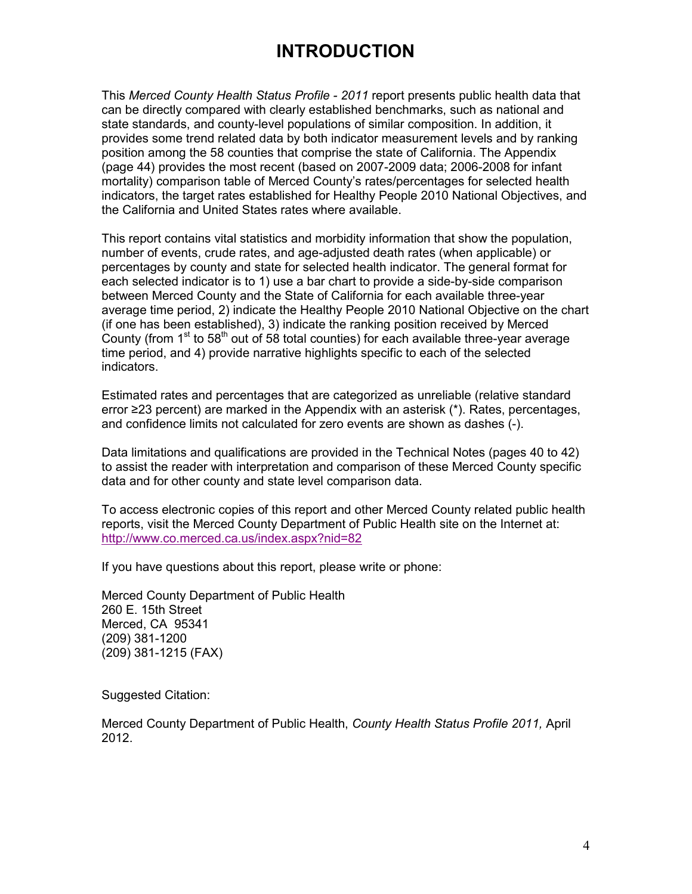# INTRODUCTION

This *Merced County Health Status Profile - 2011* report presents public health data that can be directly compared with clearly established benchmarks, such as national and state standards, and county-level populations of similar composition. In addition, it provides some trend related data by both indicator measurement levels and by ranking position among the 58 counties that comprise the state of California. The Appendix (page 44) provides the most recent (based on 2007-2009 data; 2006-2008 for infant mortality) comparison table of Merced County's rates/percentages for selected health indicators, the target rates established for Healthy People 2010 National Objectives, and the California and United States rates where available.

This report contains vital statistics and morbidity information that show the population, number of events, crude rates, and age-adjusted death rates (when applicable) or percentages by county and state for selected health indicator. The general format for each selected indicator is to 1) use a bar chart to provide a side-by-side comparison between Merced County and the State of California for each available three-year average time period, 2) indicate the Healthy People 2010 National Objective on the chart (if one has been established), 3) indicate the ranking position received by Merced County (from 1st to 58th out of 58 total counties) for each available three-year average time period, and 4) provide narrative highlights specific to each of the selected indicators.

Estimated rates and percentages that are categorized as unreliable (relative standard error ≥23 percent) are marked in the Appendix with an asterisk (*). Rates, percentages, and confidence limits not calculated for zero events are shown as dashes (-).

Data limitations and qualifications are provided in the Technical Notes (pages 40 to 42) to assist the reader with interpretation and comparison of these Merced County specific data and for other county and state level comparison data.

To access electronic copies of this report and other Merced County related public health reports, visit the Merced County Department of Public Health site on the Internet at: http://www.co.merced.ca.us/index.aspx?nid=82

If you have questions about this report, please write or phone:

Merced County Department of Public Health
260 E. 15th Street
Merced, CA 95341
(209) 381-1200
(209) 381-1215 (FAX)

Suggested Citation:

Merced County Department of Public Health, *County Health Status Profile 2011,* April 2012.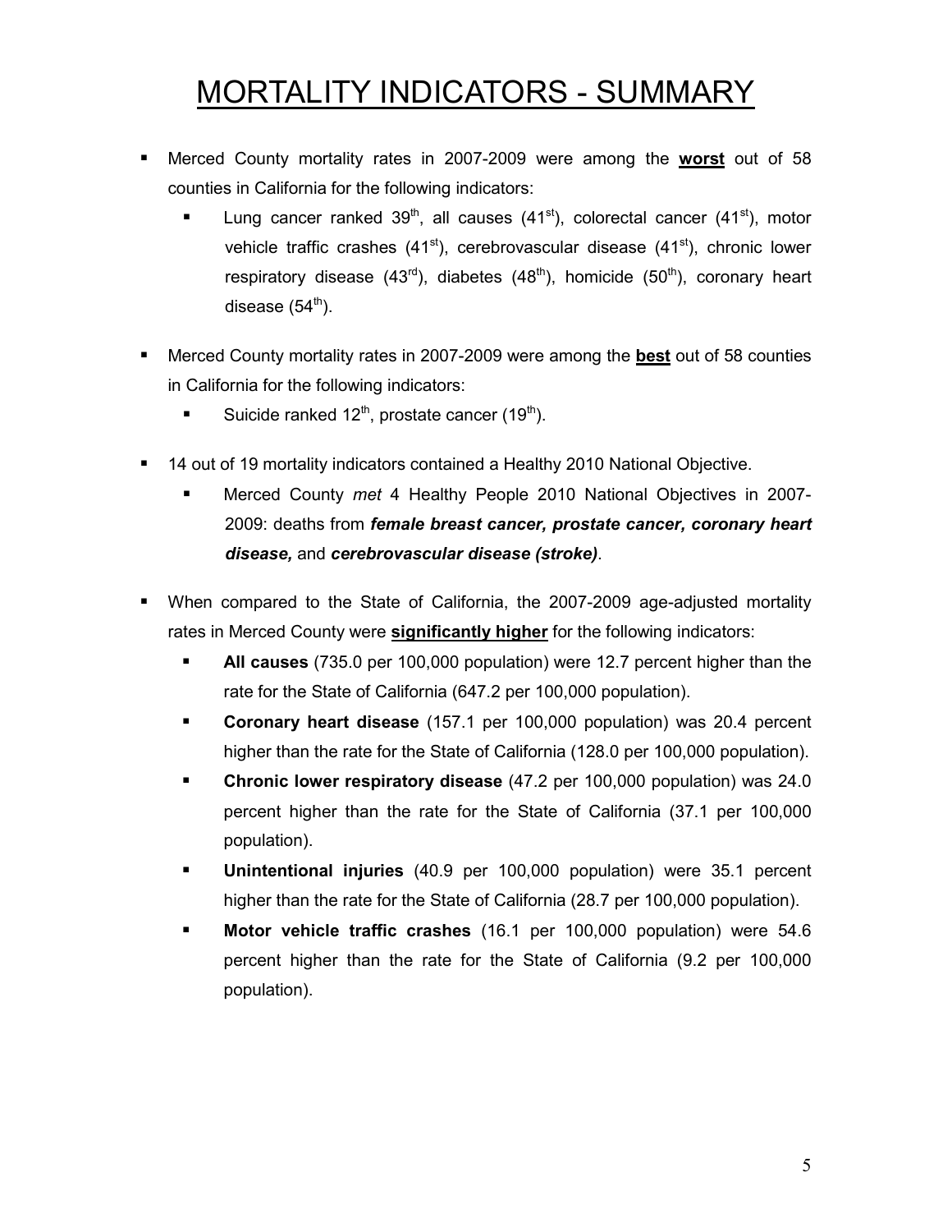# MORTALITY INDICATORS - SUMMARY

- Merced County mortality rates in 2007-2009 were among the **worst** out of 58 counties in California for the following indicators:
  - Lung cancer ranked 39th, all causes (41st), colorectal cancer (41st), motor vehicle traffic crashes (41st), cerebrovascular disease (41st), chronic lower respiratory disease (43rd), diabetes (48th), homicide (50th), coronary heart disease (54th).

- Merced County mortality rates in 2007-2009 were among the **best** out of 58 counties in California for the following indicators:
  - Suicide ranked 12th, prostate cancer (19th).

- 14 out of 19 mortality indicators contained a Healthy 2010 National Objective.
  - Merced County *met* 4 Healthy People 2010 National Objectives in 2007-2009: deaths from ***female breast cancer, prostate cancer, coronary heart disease,*** and ***cerebrovascular disease (stroke)***.

- When compared to the State of California, the 2007-2009 age-adjusted mortality rates in Merced County were **significantly higher** for the following indicators:
  - **All causes** (735.0 per 100,000 population) were 12.7 percent higher than the rate for the State of California (647.2 per 100,000 population).
  - **Coronary heart disease** (157.1 per 100,000 population) was 20.4 percent higher than the rate for the State of California (128.0 per 100,000 population).
  - **Chronic lower respiratory disease** (47.2 per 100,000 population) was 24.0 percent higher than the rate for the State of California (37.1 per 100,000 population).
  - **Unintentional injuries** (40.9 per 100,000 population) were 35.1 percent higher than the rate for the State of California (28.7 per 100,000 population).
  - **Motor vehicle traffic crashes** (16.1 per 100,000 population) were 54.6 percent higher than the rate for the State of California (9.2 per 100,000 population).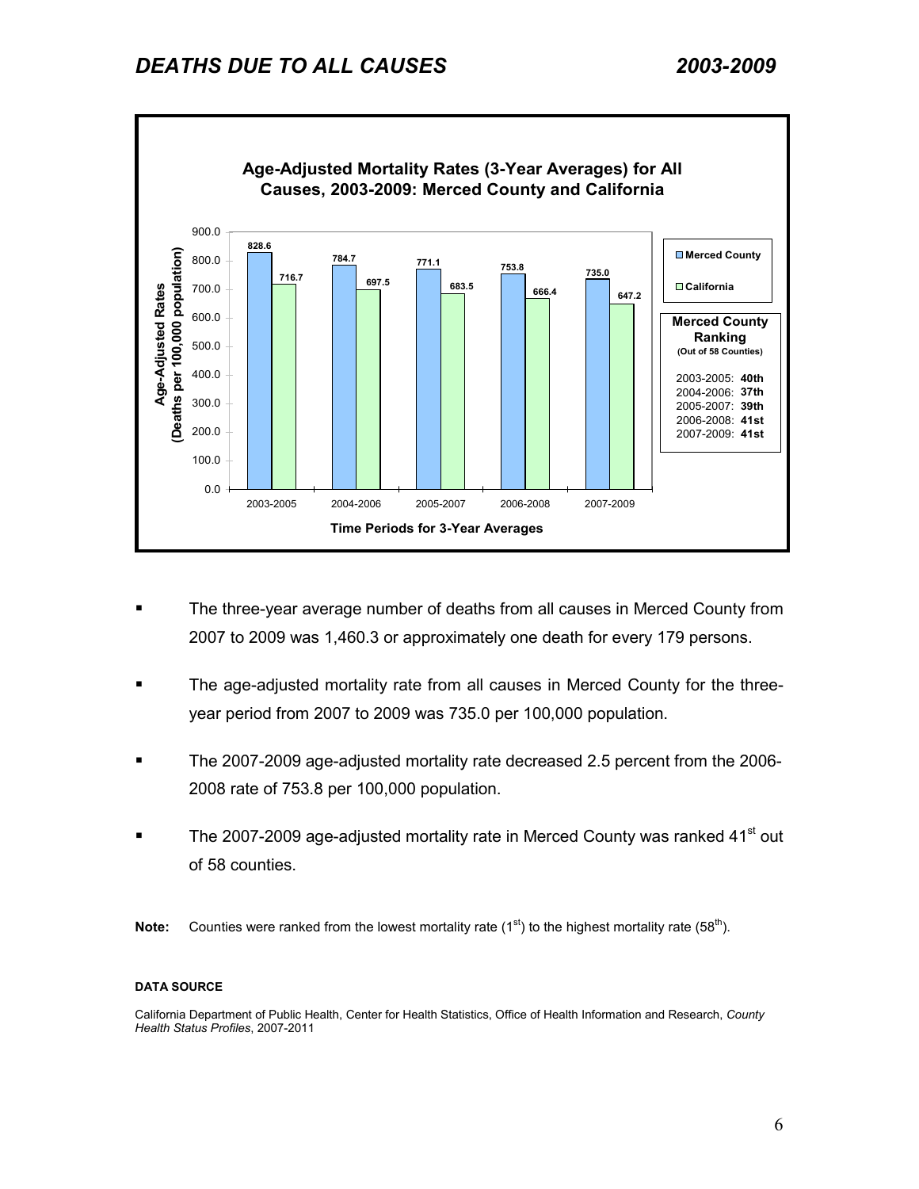# *DEATHS DUE TO ALL CAUSES 2003-2009*

**Age-Adjusted Mortality Rates (3-Year Averages) for All Causes, 2003-2009: Merced County and California**

| Time Periods for 3-Year Averages | Merced County | California |
|---|---|---|
| 2003-2005 | 828.6 | 716.7 |
| 2004-2006 | 784.7 | 697.5 |
| 2005-2007 | 771.1 | 683.5 |
| 2006-2008 | 753.8 | 666.4 |
| 2007-2009 | 735.0 | 647.2 |

Age-Adjusted Rates (Deaths per 100,000 population)

**Merced County Ranking**
**(Out of 58 Counties)**

2003-2005: **40th**
2004-2006: **37th**
2005-2007: **39th**
2006-2008: **41st**
2007-2009: **41st**

- The three-year average number of deaths from all causes in Merced County from 2007 to 2009 was 1,460.3 or approximately one death for every 179 persons.
- The age-adjusted mortality rate from all causes in Merced County for the three-year period from 2007 to 2009 was 735.0 per 100,000 population.
- The 2007-2009 age-adjusted mortality rate decreased 2.5 percent from the 2006-2008 rate of 753.8 per 100,000 population.
- The 2007-2009 age-adjusted mortality rate in Merced County was ranked 41st out of 58 counties.

**Note:** Counties were ranked from the lowest mortality rate (1st) to the highest mortality rate (58th).

**DATA SOURCE**

California Department of Public Health, Center for Health Statistics, Office of Health Information and Research, *County Health Status Profiles*, 2007-2011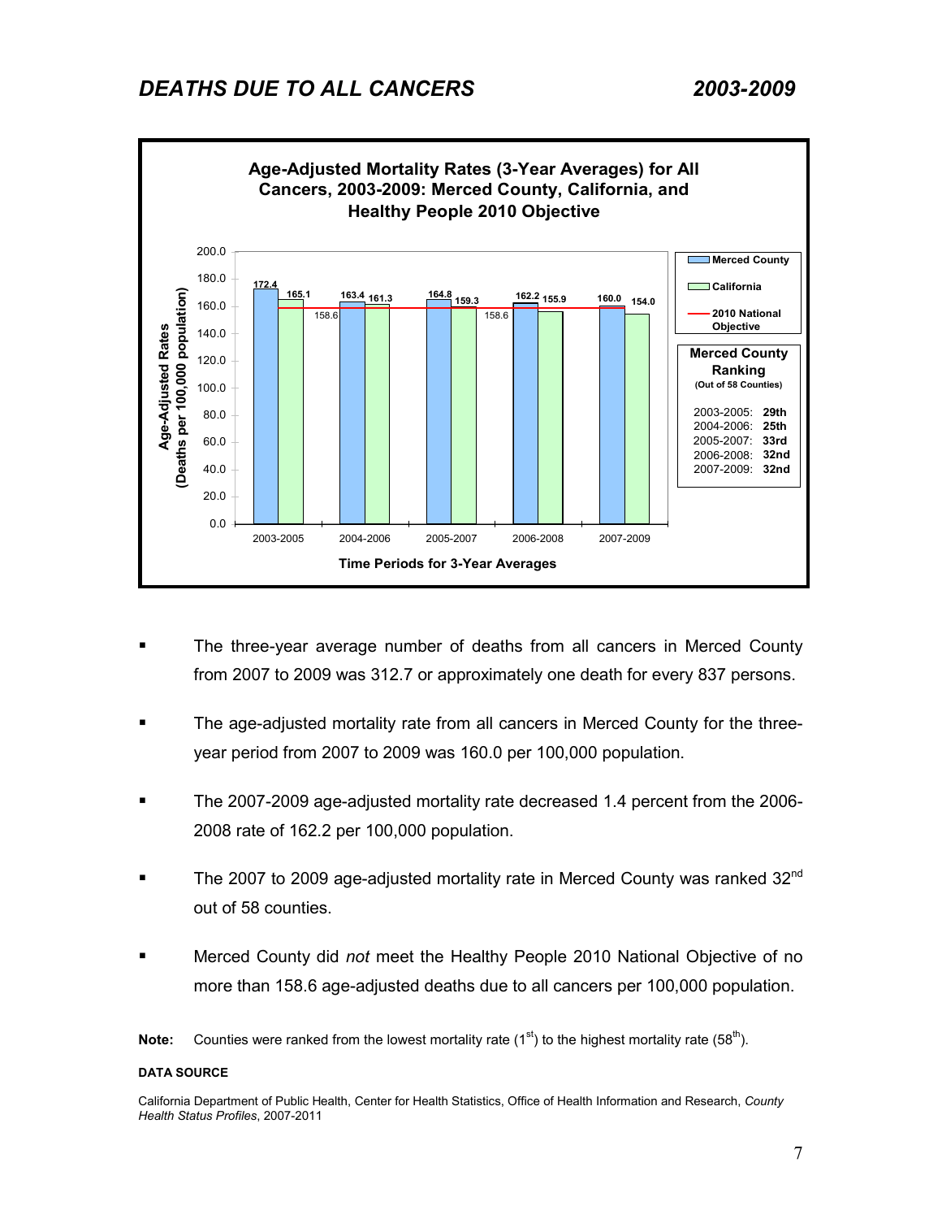# *DEATHS DUE TO ALL CANCERS* *2003-2009*

**Age-Adjusted Mortality Rates (3-Year Averages) for All Cancers, 2003-2009: Merced County, California, and Healthy People 2010 Objective**

| Time Periods for 3-Year Averages | Merced County | California | 2010 National Objective |
|---|---|---|---|
| 2003-2005 | 172.4 | 165.1 | 158.6 |
| 2004-2006 | 163.4 | 161.3 | 158.6 |
| 2005-2007 | 164.8 | 159.3 | 158.6 |
| 2006-2008 | 162.2 | 155.9 | 158.6 |
| 2007-2009 | 160.0 | 154.0 | 158.6 |

**Merced County Ranking** **(Out of 58 Counties)**

| Period | Ranking |
|---|---|
| 2003-2005: | **29th** |
| 2004-2006: | **25th** |
| 2005-2007: | **33rd** |
| 2006-2008: | **32nd** |
| 2007-2009: | **32nd** |

- The three-year average number of deaths from all cancers in Merced County from 2007 to 2009 was 312.7 or approximately one death for every 837 persons.
- The age-adjusted mortality rate from all cancers in Merced County for the three-year period from 2007 to 2009 was 160.0 per 100,000 population.
- The 2007-2009 age-adjusted mortality rate decreased 1.4 percent from the 2006-2008 rate of 162.2 per 100,000 population.
- The 2007 to 2009 age-adjusted mortality rate in Merced County was ranked 32nd out of 58 counties.
- Merced County did *not* meet the Healthy People 2010 National Objective of no more than 158.6 age-adjusted deaths due to all cancers per 100,000 population.

**Note:** Counties were ranked from the lowest mortality rate (1st) to the highest mortality rate (58th).

**DATA SOURCE**

California Department of Public Health, Center for Health Statistics, Office of Health Information and Research, *County Health Status Profiles*, 2007-2011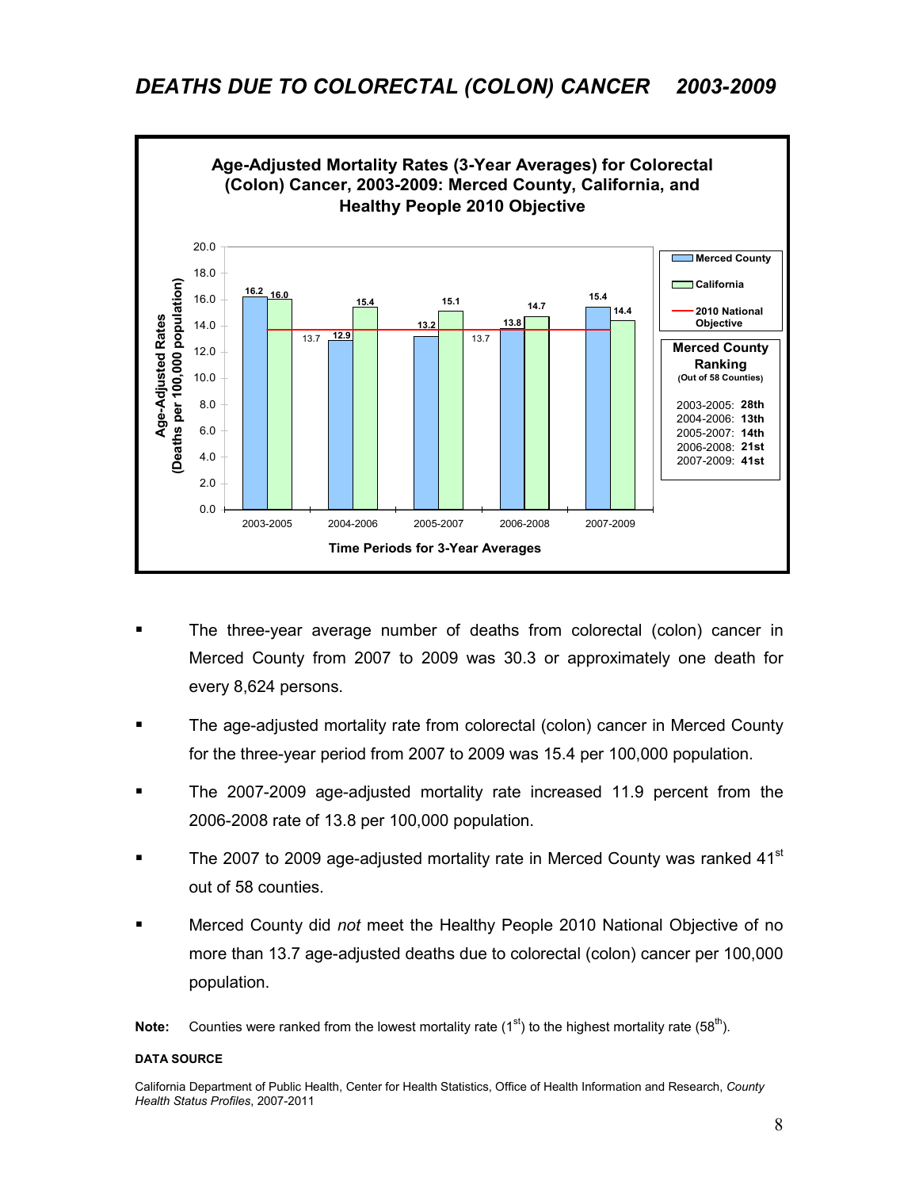# *DEATHS DUE TO COLORECTAL (COLON) CANCER 2003-2009*

**Age-Adjusted Mortality Rates (3-Year Averages) for Colorectal (Colon) Cancer, 2003-2009: Merced County, California, and Healthy People 2010 Objective**

| Time Periods for 3-Year Averages | Merced County | California | 2010 National Objective |
| --- | --- | --- | --- |
| 2003-2005 | 16.2 | 16.0 | 13.7 |
| 2004-2006 | 12.9 | 15.4 | 13.7 |
| 2005-2007 | 13.2 | 15.1 | 13.7 |
| 2006-2008 | 13.8 | 14.7 | 13.7 |
| 2007-2009 | 15.4 | 14.4 | 13.7 |

Age-Adjusted Rates (Deaths per 100,000 population)

**Merced County Ranking**
(Out of 58 Counties)

| Period | Ranking |
| --- | --- |
| 2003-2005 | **28th** |
| 2004-2006 | **13th** |
| 2005-2007 | **14th** |
| 2006-2008 | **21st** |
| 2007-2009 | **41st** |

- The three-year average number of deaths from colorectal (colon) cancer in Merced County from 2007 to 2009 was 30.3 or approximately one death for every 8,624 persons.
- The age-adjusted mortality rate from colorectal (colon) cancer in Merced County for the three-year period from 2007 to 2009 was 15.4 per 100,000 population.
- The 2007-2009 age-adjusted mortality rate increased 11.9 percent from the 2006-2008 rate of 13.8 per 100,000 population.
- The 2007 to 2009 age-adjusted mortality rate in Merced County was ranked 41st out of 58 counties.
- Merced County did *not* meet the Healthy People 2010 National Objective of no more than 13.7 age-adjusted deaths due to colorectal (colon) cancer per 100,000 population.

**Note:** Counties were ranked from the lowest mortality rate (1st) to the highest mortality rate (58th).

**DATA SOURCE**

California Department of Public Health, Center for Health Statistics, Office of Health Information and Research, *County Health Status Profiles*, 2007-2011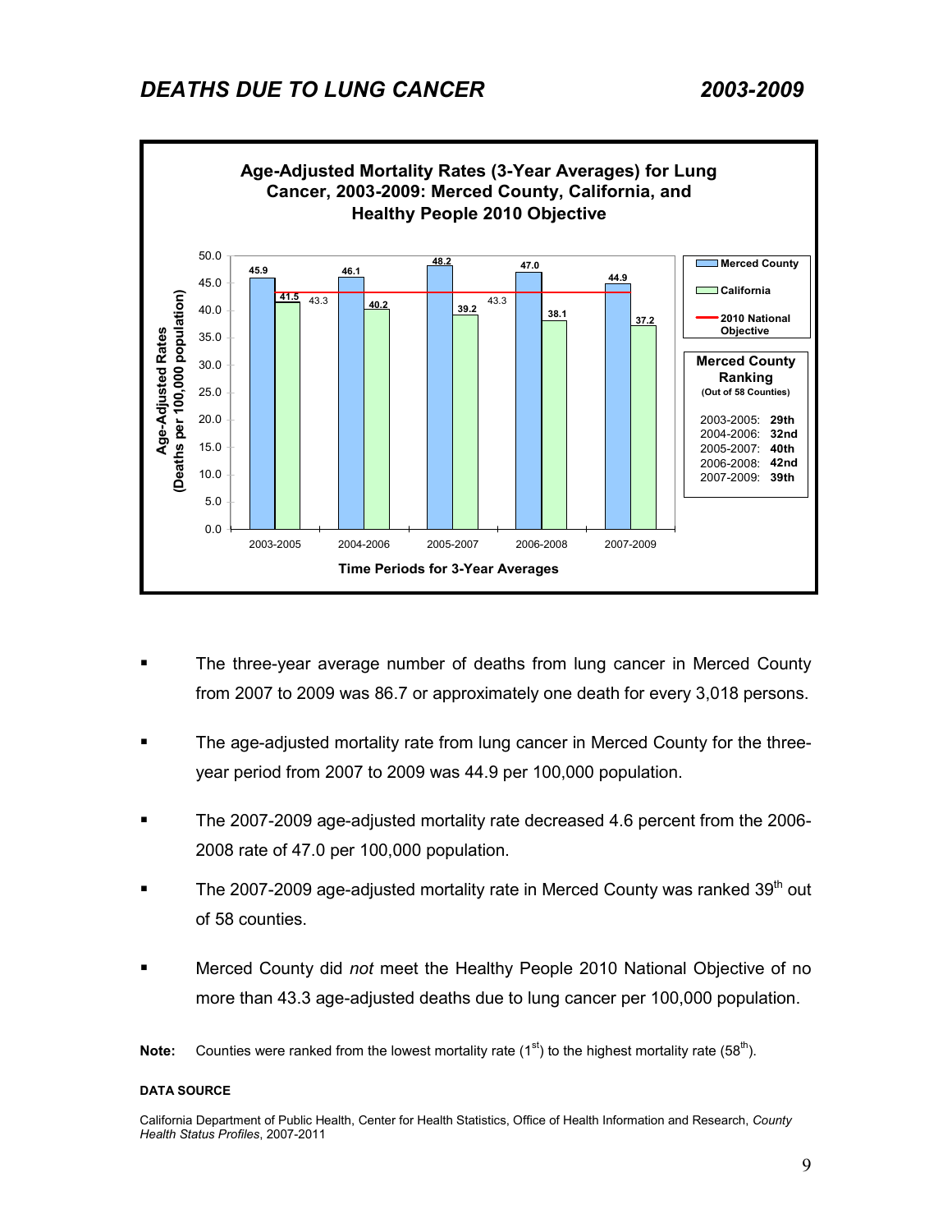# DEATHS DUE TO LUNG CANCER 2003-2009

**Age-Adjusted Mortality Rates (3-Year Averages) for Lung Cancer, 2003-2009: Merced County, California, and Healthy People 2010 Objective**

| Time Periods for 3-Year Averages | Merced County | California | 2010 National Objective |
|---|---|---|---|
| 2003-2005 | 45.9 | 41.5 | 43.3 |
| 2004-2006 | 46.1 | 40.2 | 43.3 |
| 2005-2007 | 48.2 | 39.2 | 43.3 |
| 2006-2008 | 47.0 | 38.1 | 43.3 |
| 2007-2009 | 44.9 | 37.2 | 43.3 |

Age-Adjusted Rates (Deaths per 100,000 population)

**Merced County Ranking**
**(Out of 58 Counties)**

| Period | Ranking |
|---|---|
| 2003-2005: | **29th** |
| 2004-2006: | **32nd** |
| 2005-2007: | **40th** |
| 2006-2008: | **42nd** |
| 2007-2009: | **39th** |

- The three-year average number of deaths from lung cancer in Merced County from 2007 to 2009 was 86.7 or approximately one death for every 3,018 persons.
- The age-adjusted mortality rate from lung cancer in Merced County for the three-year period from 2007 to 2009 was 44.9 per 100,000 population.
- The 2007-2009 age-adjusted mortality rate decreased 4.6 percent from the 2006-2008 rate of 47.0 per 100,000 population.
- The 2007-2009 age-adjusted mortality rate in Merced County was ranked 39th out of 58 counties.
- Merced County did *not* meet the Healthy People 2010 National Objective of no more than 43.3 age-adjusted deaths due to lung cancer per 100,000 population.

**Note:** Counties were ranked from the lowest mortality rate (1st) to the highest mortality rate (58th).

**DATA SOURCE**

California Department of Public Health, Center for Health Statistics, Office of Health Information and Research, *County Health Status Profiles*, 2007-2011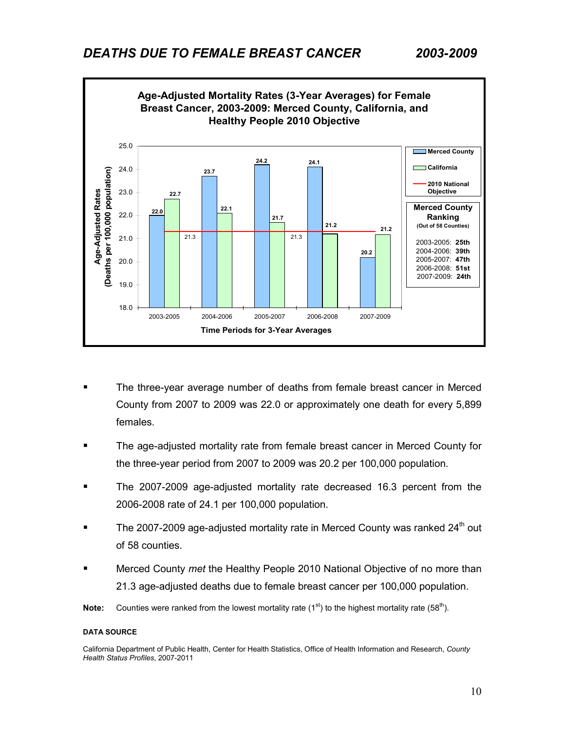# *DEATHS DUE TO FEMALE BREAST CANCER 2003-2009*

**Age-Adjusted Mortality Rates (3-Year Averages) for Female Breast Cancer, 2003-2009: Merced County, California, and Healthy People 2010 Objective**

| Time Periods for 3-Year Averages | Merced County | California | 2010 National Objective |
|---|---|---|---|
| 2003-2005 | 22.0 | 22.7 | 21.3 |
| 2004-2006 | 23.7 | 22.1 | 21.3 |
| 2005-2007 | 24.2 | 21.7 | 21.3 |
| 2006-2008 | 24.1 | 21.2 | 21.3 |
| 2007-2009 | 20.2 | 21.2 | 21.3 |

Age-Adjusted Rates (Deaths per 100,000 population)

**Merced County Ranking** (Out of 58 Counties)

- 2003-2005: **25th**
- 2004-2006: **39th**
- 2005-2007: **47th**
- 2006-2008: **51st**
- 2007-2009: **24th**

- The three-year average number of deaths from female breast cancer in Merced County from 2007 to 2009 was 22.0 or approximately one death for every 5,899 females.
- The age-adjusted mortality rate from female breast cancer in Merced County for the three-year period from 2007 to 2009 was 20.2 per 100,000 population.
- The 2007-2009 age-adjusted mortality rate decreased 16.3 percent from the 2006-2008 rate of 24.1 per 100,000 population.
- The 2007-2009 age-adjusted mortality rate in Merced County was ranked 24th out of 58 counties.
- Merced County *met* the Healthy People 2010 National Objective of no more than 21.3 age-adjusted deaths due to female breast cancer per 100,000 population.

**Note:** Counties were ranked from the lowest mortality rate (1st) to the highest mortality rate (58th).

**DATA SOURCE**

California Department of Public Health, Center for Health Statistics, Office of Health Information and Research, *County Health Status Profiles*, 2007-2011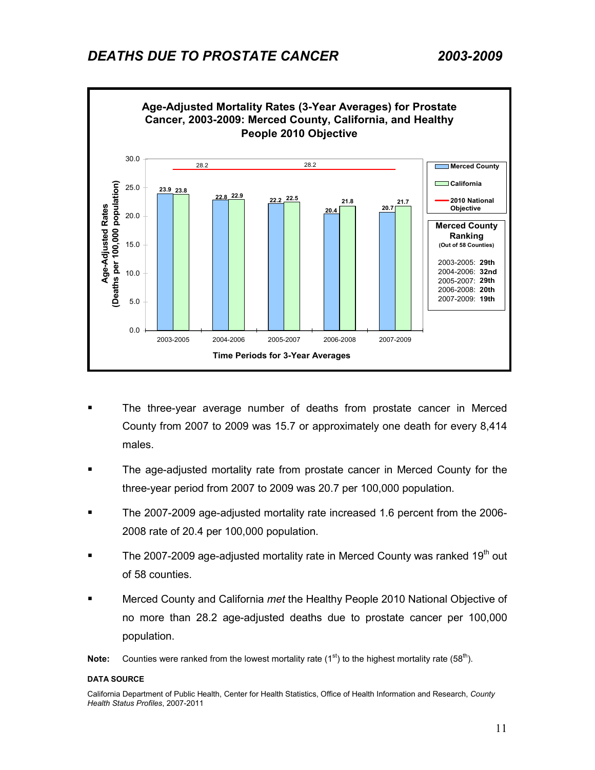## DEATHS DUE TO PROSTATE CANCER 2003-2009

**Age-Adjusted Mortality Rates (3-Year Averages) for Prostate Cancer, 2003-2009: Merced County, California, and Healthy People 2010 Objective**

| Time Periods for 3-Year Averages | Merced County | California | 2010 National Objective |
|---|---|---|---|
| 2003-2005 | 23.9 | 23.8 | 28.2 |
| 2004-2006 | 22.8 | 22.9 | 28.2 |
| 2005-2007 | 22.2 | 22.5 | 28.2 |
| 2006-2008 | 20.4 | 21.8 | 28.2 |
| 2007-2009 | 20.7 | 21.7 | 28.2 |

Age-Adjusted Rates (Deaths per 100,000 population)

**Merced County Ranking**
(Out of 58 Counties)

- 2003-2005: **29th**
- 2004-2006: **32nd**
- 2005-2007: **29th**
- 2006-2008: **20th**
- 2007-2009: **19th**

- The three-year average number of deaths from prostate cancer in Merced County from 2007 to 2009 was 15.7 or approximately one death for every 8,414 males.
- The age-adjusted mortality rate from prostate cancer in Merced County for the three-year period from 2007 to 2009 was 20.7 per 100,000 population.
- The 2007-2009 age-adjusted mortality rate increased 1.6 percent from the 2006-2008 rate of 20.4 per 100,000 population.
- The 2007-2009 age-adjusted mortality rate in Merced County was ranked 19th out of 58 counties.
- Merced County and California *met* the Healthy People 2010 National Objective of no more than 28.2 age-adjusted deaths due to prostate cancer per 100,000 population.

**Note:** Counties were ranked from the lowest mortality rate (1st) to the highest mortality rate (58th).

**DATA SOURCE**

California Department of Public Health, Center for Health Statistics, Office of Health Information and Research, *County Health Status Profiles*, 2007-2011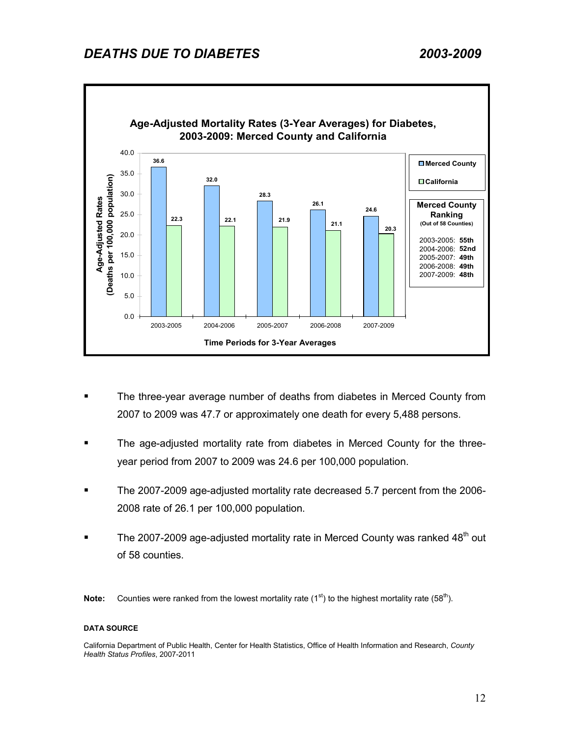# *DEATHS DUE TO DIABETES 2003-2009*

**Age-Adjusted Mortality Rates (3-Year Averages) for Diabetes, 2003-2009: Merced County and California**

| Time Periods for 3-Year Averages | Merced County | California |
|---|---|---|
| 2003-2005 | 36.6 | 22.3 |
| 2004-2006 | 32.0 | 22.1 |
| 2005-2007 | 28.3 | 21.9 |
| 2006-2008 | 26.1 | 21.1 |
| 2007-2009 | 24.6 | 20.3 |

Age-Adjusted Rates (Deaths per 100,000 population)

**Merced County Ranking** (Out of 58 Counties)

- 2003-2005: **55th**
- 2004-2006: **52nd**
- 2005-2007: **49th**
- 2006-2008: **49th**
- 2007-2009: **48th**

- The three-year average number of deaths from diabetes in Merced County from 2007 to 2009 was 47.7 or approximately one death for every 5,488 persons.
- The age-adjusted mortality rate from diabetes in Merced County for the three-year period from 2007 to 2009 was 24.6 per 100,000 population.
- The 2007-2009 age-adjusted mortality rate decreased 5.7 percent from the 2006-2008 rate of 26.1 per 100,000 population.
- The 2007-2009 age-adjusted mortality rate in Merced County was ranked 48th out of 58 counties.

**Note:** Counties were ranked from the lowest mortality rate (1st) to the highest mortality rate (58th).

**DATA SOURCE**

California Department of Public Health, Center for Health Statistics, Office of Health Information and Research, *County Health Status Profiles*, 2007-2011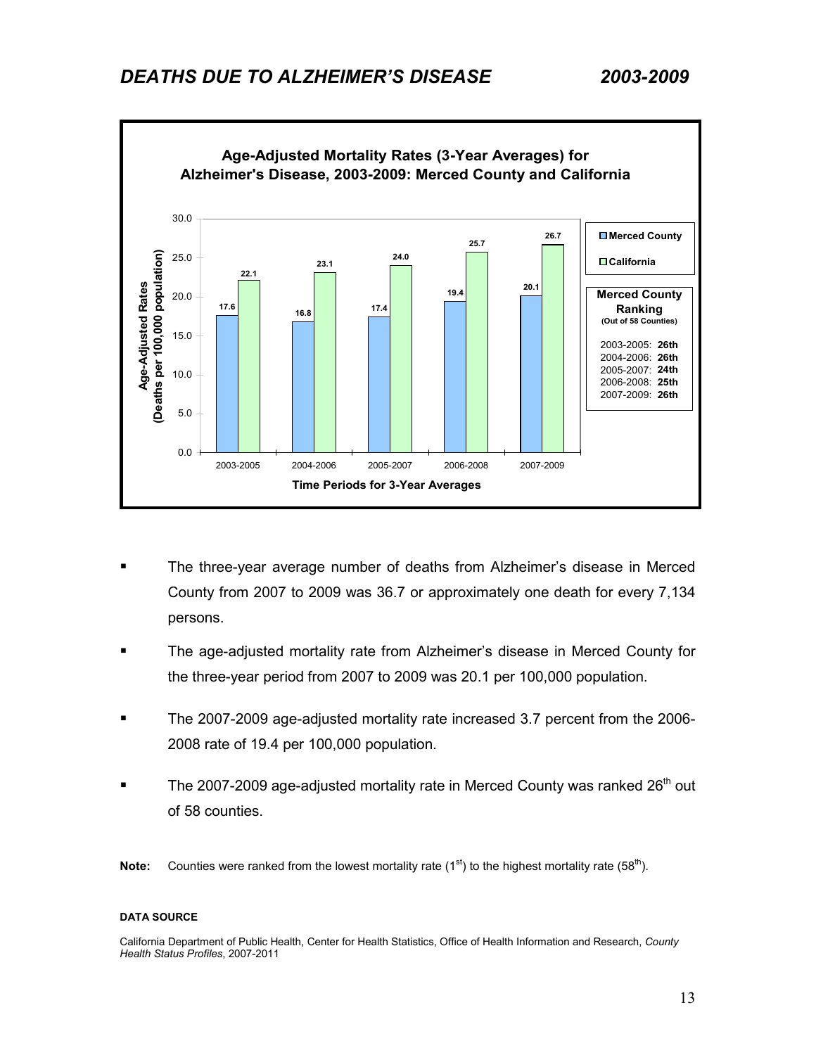# *DEATHS DUE TO ALZHEIMER'S DISEASE 2003-2009*

**Age-Adjusted Mortality Rates (3-Year Averages) for Alzheimer's Disease, 2003-2009: Merced County and California**

| Time Periods for 3-Year Averages | Merced County | California |
|---|---|---|
| 2003-2005 | 17.6 | 22.1 |
| 2004-2006 | 16.8 | 23.1 |
| 2005-2007 | 17.4 | 24.0 |
| 2006-2008 | 19.4 | 25.7 |
| 2007-2009 | 20.1 | 26.7 |

Age-Adjusted Rates (Deaths per 100,000 population)

**Merced County Ranking**
**(Out of 58 Counties)**

- 2003-2005: **26th**
- 2004-2006: **26th**
- 2005-2007: **24th**
- 2006-2008: **25th**
- 2007-2009: **26th**

- The three-year average number of deaths from Alzheimer's disease in Merced County from 2007 to 2009 was 36.7 or approximately one death for every 7,134 persons.
- The age-adjusted mortality rate from Alzheimer's disease in Merced County for the three-year period from 2007 to 2009 was 20.1 per 100,000 population.
- The 2007-2009 age-adjusted mortality rate increased 3.7 percent from the 2006-2008 rate of 19.4 per 100,000 population.
- The 2007-2009 age-adjusted mortality rate in Merced County was ranked 26th out of 58 counties.

**Note:** Counties were ranked from the lowest mortality rate (1st) to the highest mortality rate (58th).

**DATA SOURCE**

California Department of Public Health, Center for Health Statistics, Office of Health Information and Research, *County Health Status Profiles*, 2007-2011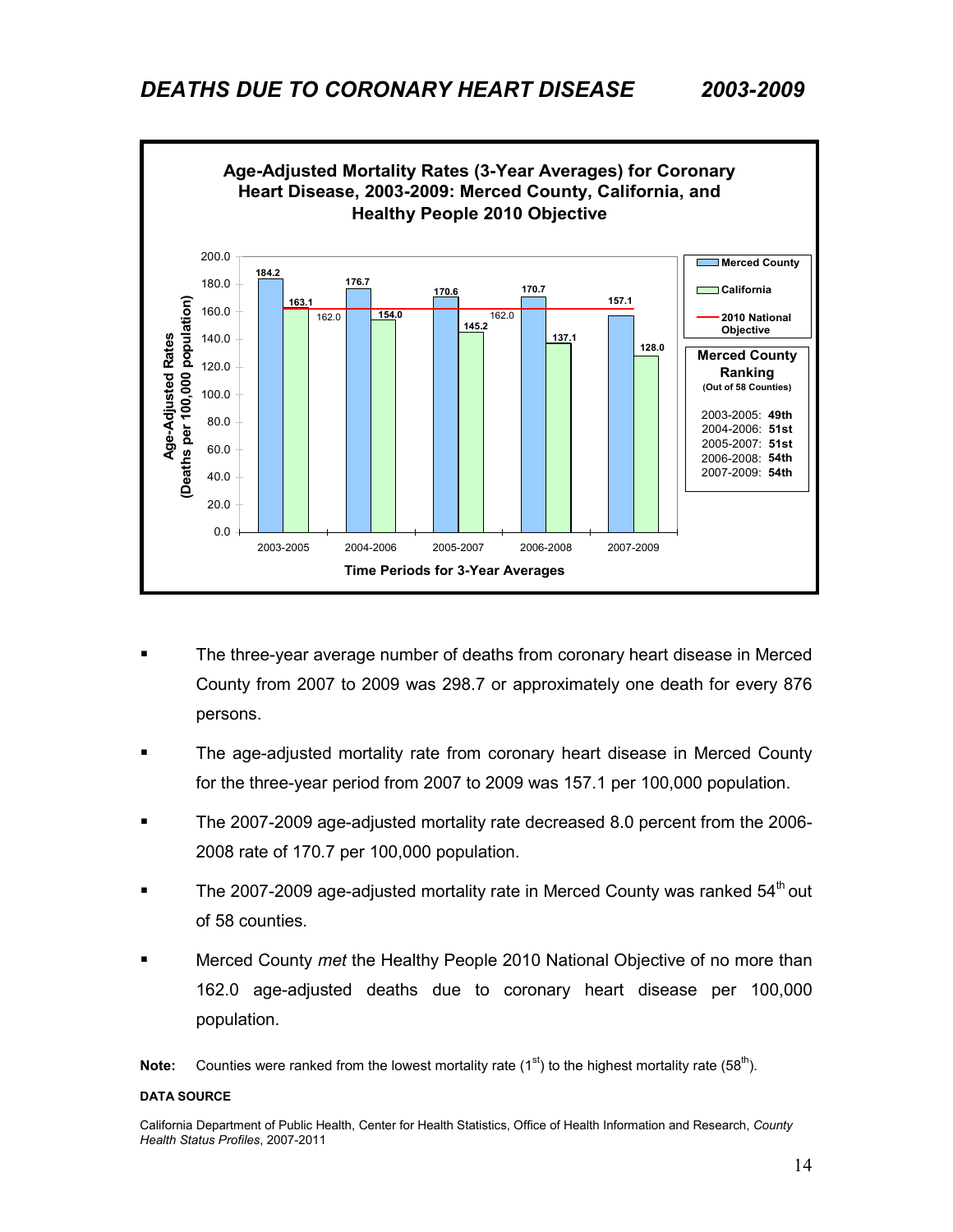# *DEATHS DUE TO CORONARY HEART DISEASE 2003-2009*

**Age-Adjusted Mortality Rates (3-Year Averages) for Coronary Heart Disease, 2003-2009: Merced County, California, and Healthy People 2010 Objective**

| Time Periods for 3-Year Averages | Merced County | California | 2010 National Objective |
|---|---|---|---|
| 2003-2005 | 184.2 | 163.1 | 162.0 |
| 2004-2006 | 176.7 | 154.0 | 162.0 |
| 2005-2007 | 170.6 | 145.2 | 162.0 |
| 2006-2008 | 170.7 | 137.1 | 162.0 |
| 2007-2009 | 157.1 | 128.0 | 162.0 |

Age-Adjusted Rates (Deaths per 100,000 population)

**Merced County Ranking** (Out of 58 Counties)

- 2003-2005: **49th**
- 2004-2006: **51st**
- 2005-2007: **51st**
- 2006-2008: **54th**
- 2007-2009: **54th**

- The three-year average number of deaths from coronary heart disease in Merced County from 2007 to 2009 was 298.7 or approximately one death for every 876 persons.
- The age-adjusted mortality rate from coronary heart disease in Merced County for the three-year period from 2007 to 2009 was 157.1 per 100,000 population.
- The 2007-2009 age-adjusted mortality rate decreased 8.0 percent from the 2006-2008 rate of 170.7 per 100,000 population.
- The 2007-2009 age-adjusted mortality rate in Merced County was ranked 54th out of 58 counties.
- Merced County *met* the Healthy People 2010 National Objective of no more than 162.0 age-adjusted deaths due to coronary heart disease per 100,000 population.

**Note:** Counties were ranked from the lowest mortality rate (1st) to the highest mortality rate (58th).

**DATA SOURCE**

California Department of Public Health, Center for Health Statistics, Office of Health Information and Research, *County Health Status Profiles*, 2007-2011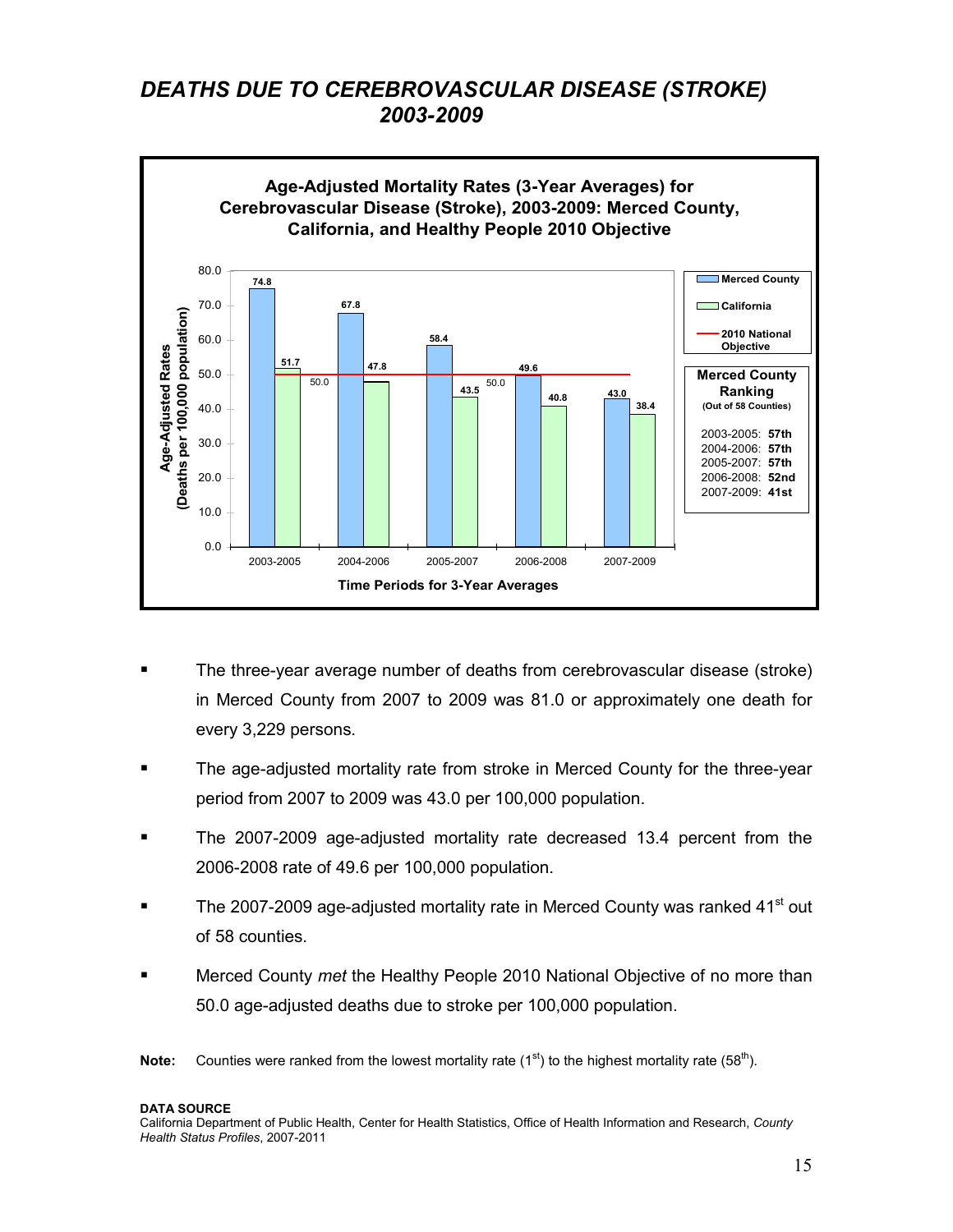# DEATHS DUE TO CEREBROVASCULAR DISEASE (STROKE) 2003-2009

**Age-Adjusted Mortality Rates (3-Year Averages) for Cerebrovascular Disease (Stroke), 2003-2009: Merced County, California, and Healthy People 2010 Objective**

| Time Periods for 3-Year Averages | Merced County | California | 2010 National Objective |
|---|---|---|---|
| 2003-2005 | 74.8 | 51.7 | 50.0 |
| 2004-2006 | 67.8 | 47.8 | 50.0 |
| 2005-2007 | 58.4 | 43.5 | 50.0 |
| 2006-2008 | 49.6 | 40.8 | 50.0 |
| 2007-2009 | 43.0 | 38.4 | 50.0 |

Age-Adjusted Rates (Deaths per 100,000 population)

**Merced County Ranking** (Out of 58 Counties)

- 2003-2005: **57th**
- 2004-2006: **57th**
- 2005-2007: **57th**
- 2006-2008: **52nd**
- 2007-2009: **41st**

- The three-year average number of deaths from cerebrovascular disease (stroke) in Merced County from 2007 to 2009 was 81.0 or approximately one death for every 3,229 persons.
- The age-adjusted mortality rate from stroke in Merced County for the three-year period from 2007 to 2009 was 43.0 per 100,000 population.
- The 2007-2009 age-adjusted mortality rate decreased 13.4 percent from the 2006-2008 rate of 49.6 per 100,000 population.
- The 2007-2009 age-adjusted mortality rate in Merced County was ranked 41st out of 58 counties.
- Merced County *met* the Healthy People 2010 National Objective of no more than 50.0 age-adjusted deaths due to stroke per 100,000 population.

**Note:** Counties were ranked from the lowest mortality rate (1st) to the highest mortality rate (58th).

**DATA SOURCE**
California Department of Public Health, Center for Health Statistics, Office of Health Information and Research, *County Health Status Profiles*, 2007-2011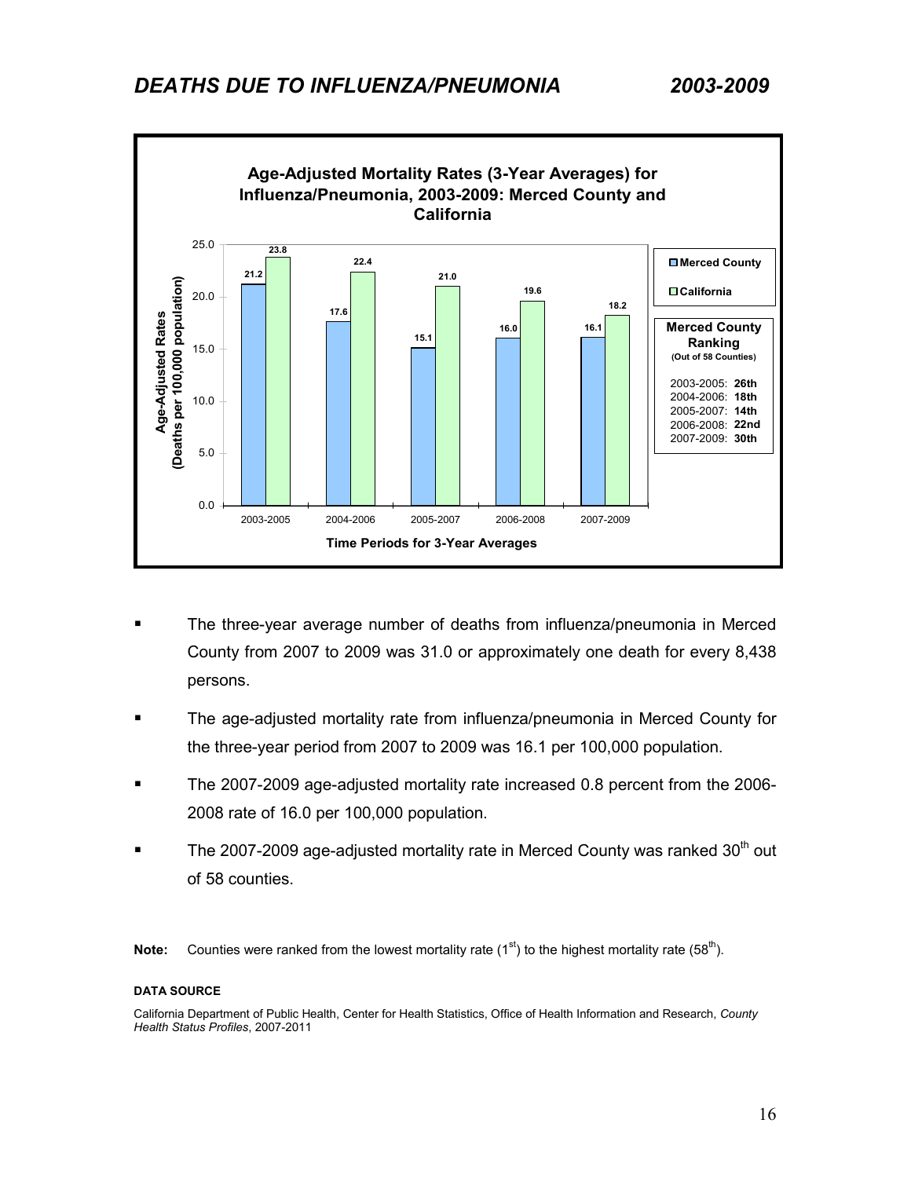# DEATHS DUE TO INFLUENZA/PNEUMONIA 2003-2009

**Age-Adjusted Mortality Rates (3-Year Averages) for Influenza/Pneumonia, 2003-2009: Merced County and California**

| Time Periods for 3-Year Averages | Merced County | California |
|---|---|---|
| 2003-2005 | 21.2 | 23.8 |
| 2004-2006 | 17.6 | 22.4 |
| 2005-2007 | 15.1 | 21.0 |
| 2006-2008 | 16.0 | 19.6 |
| 2007-2009 | 16.1 | 18.2 |

Age-Adjusted Rates (Deaths per 100,000 population)

**Merced County Ranking**
**(Out of 58 Counties)**

- 2003-2005: **26th**
- 2004-2006: **18th**
- 2005-2007: **14th**
- 2006-2008: **22nd**
- 2007-2009: **30th**

- The three-year average number of deaths from influenza/pneumonia in Merced County from 2007 to 2009 was 31.0 or approximately one death for every 8,438 persons.
- The age-adjusted mortality rate from influenza/pneumonia in Merced County for the three-year period from 2007 to 2009 was 16.1 per 100,000 population.
- The 2007-2009 age-adjusted mortality rate increased 0.8 percent from the 2006-2008 rate of 16.0 per 100,000 population.
- The 2007-2009 age-adjusted mortality rate in Merced County was ranked 30th out of 58 counties.

**Note:** Counties were ranked from the lowest mortality rate (1st) to the highest mortality rate (58th).

**DATA SOURCE**

California Department of Public Health, Center for Health Statistics, Office of Health Information and Research, *County Health Status Profiles*, 2007-2011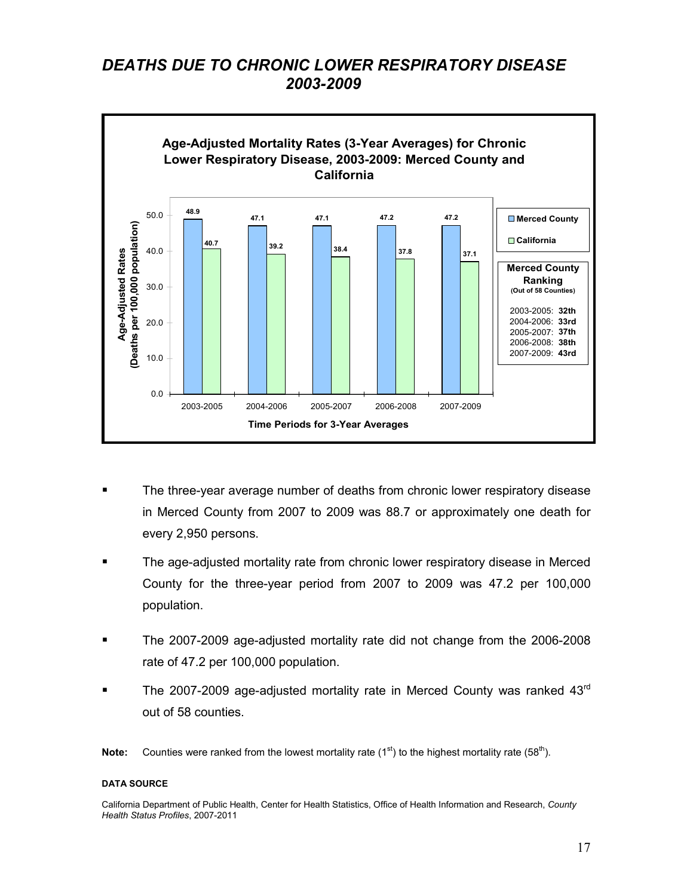# *DEATHS DUE TO CHRONIC LOWER RESPIRATORY DISEASE 2003-2009*

**Age-Adjusted Mortality Rates (3-Year Averages) for Chronic Lower Respiratory Disease, 2003-2009: Merced County and California**

| Time Periods for 3-Year Averages | Merced County | California |
|---|---|---|
| 2003-2005 | 48.9 | 40.7 |
| 2004-2006 | 47.1 | 39.2 |
| 2005-2007 | 47.1 | 38.4 |
| 2006-2008 | 47.2 | 37.8 |
| 2007-2009 | 47.2 | 37.1 |

Age-Adjusted Rates (Deaths per 100,000 population)

**Merced County Ranking** (Out of 58 Counties)

- 2003-2005: **32th**
- 2004-2006: **33rd**
- 2005-2007: **37th**
- 2006-2008: **38th**
- 2007-2009: **43rd**

- The three-year average number of deaths from chronic lower respiratory disease in Merced County from 2007 to 2009 was 88.7 or approximately one death for every 2,950 persons.
- The age-adjusted mortality rate from chronic lower respiratory disease in Merced County for the three-year period from 2007 to 2009 was 47.2 per 100,000 population.
- The 2007-2009 age-adjusted mortality rate did not change from the 2006-2008 rate of 47.2 per 100,000 population.
- The 2007-2009 age-adjusted mortality rate in Merced County was ranked 43rd out of 58 counties.

**Note:** Counties were ranked from the lowest mortality rate (1st) to the highest mortality rate (58th).

**DATA SOURCE**

California Department of Public Health, Center for Health Statistics, Office of Health Information and Research, *County Health Status Profiles*, 2007-2011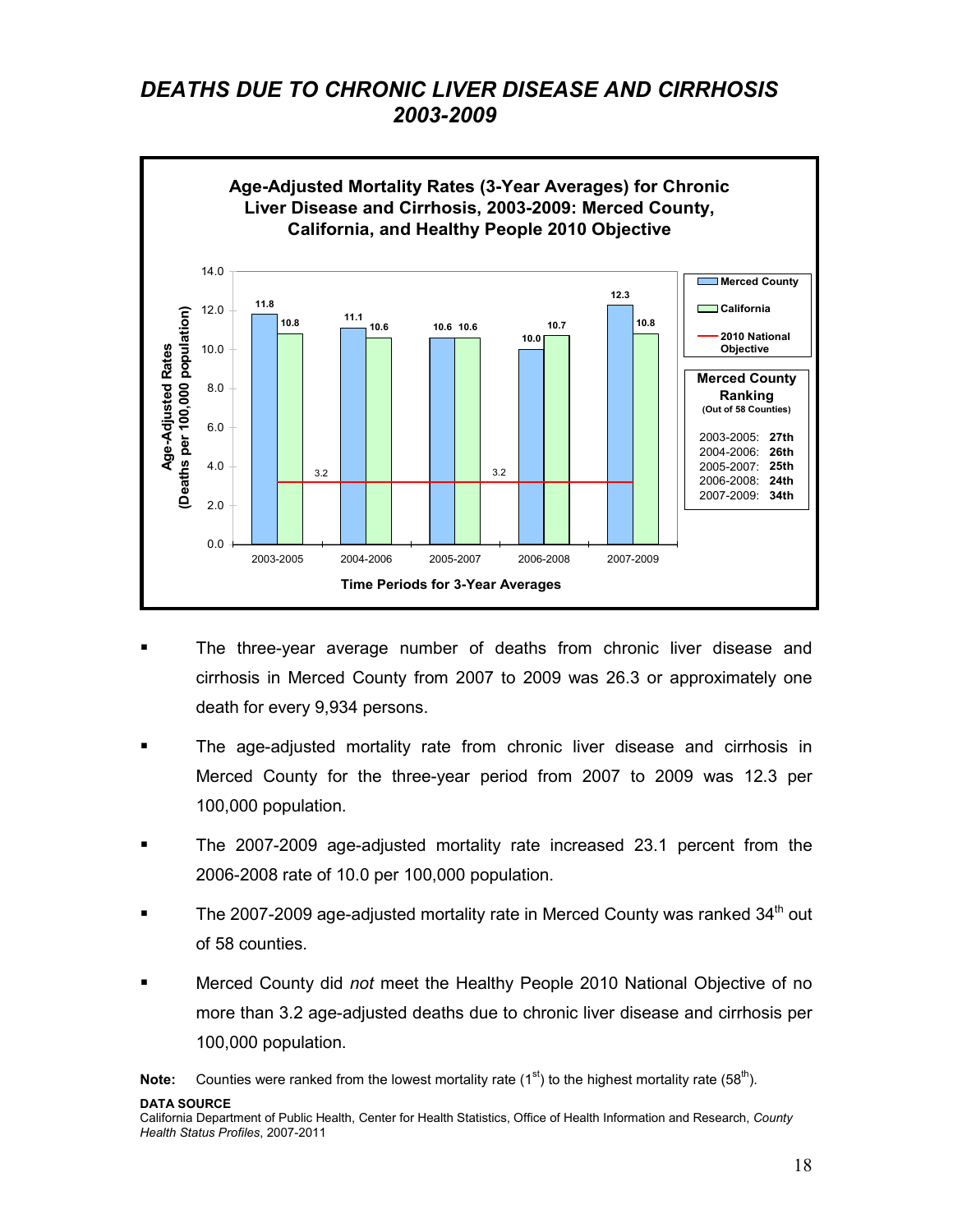# *DEATHS DUE TO CHRONIC LIVER DISEASE AND CIRRHOSIS 2003-2009*

**Age-Adjusted Mortality Rates (3-Year Averages) for Chronic Liver Disease and Cirrhosis, 2003-2009: Merced County, California, and Healthy People 2010 Objective**

| Time Periods for 3-Year Averages | Merced County | California | 2010 National Objective |
| --- | --- | --- | --- |
| 2003-2005 | 11.8 | 10.8 | 3.2 |
| 2004-2006 | 11.1 | 10.6 | 3.2 |
| 2005-2007 | 10.6 | 10.6 | 3.2 |
| 2006-2008 | 10.0 | 10.7 | 3.2 |
| 2007-2009 | 12.3 | 10.8 | 3.2 |

Y-axis: Age-Adjusted Rates (Deaths per 100,000 population)

**Merced County Ranking (Out of 58 Counties)**

| Period | Rank |
| --- | --- |
| 2003-2005 | **27th** |
| 2004-2006 | **26th** |
| 2005-2007 | **25th** |
| 2006-2008 | **24th** |
| 2007-2009 | **34th** |

- The three-year average number of deaths from chronic liver disease and cirrhosis in Merced County from 2007 to 2009 was 26.3 or approximately one death for every 9,934 persons.
- The age-adjusted mortality rate from chronic liver disease and cirrhosis in Merced County for the three-year period from 2007 to 2009 was 12.3 per 100,000 population.
- The 2007-2009 age-adjusted mortality rate increased 23.1 percent from the 2006-2008 rate of 10.0 per 100,000 population.
- The 2007-2009 age-adjusted mortality rate in Merced County was ranked 34th out of 58 counties.
- Merced County did *not* meet the Healthy People 2010 National Objective of no more than 3.2 age-adjusted deaths due to chronic liver disease and cirrhosis per 100,000 population.

**Note:** Counties were ranked from the lowest mortality rate (1st) to the highest mortality rate (58th).

**DATA SOURCE**

California Department of Public Health, Center for Health Statistics, Office of Health Information and Research, *County Health Status Profiles*, 2007-2011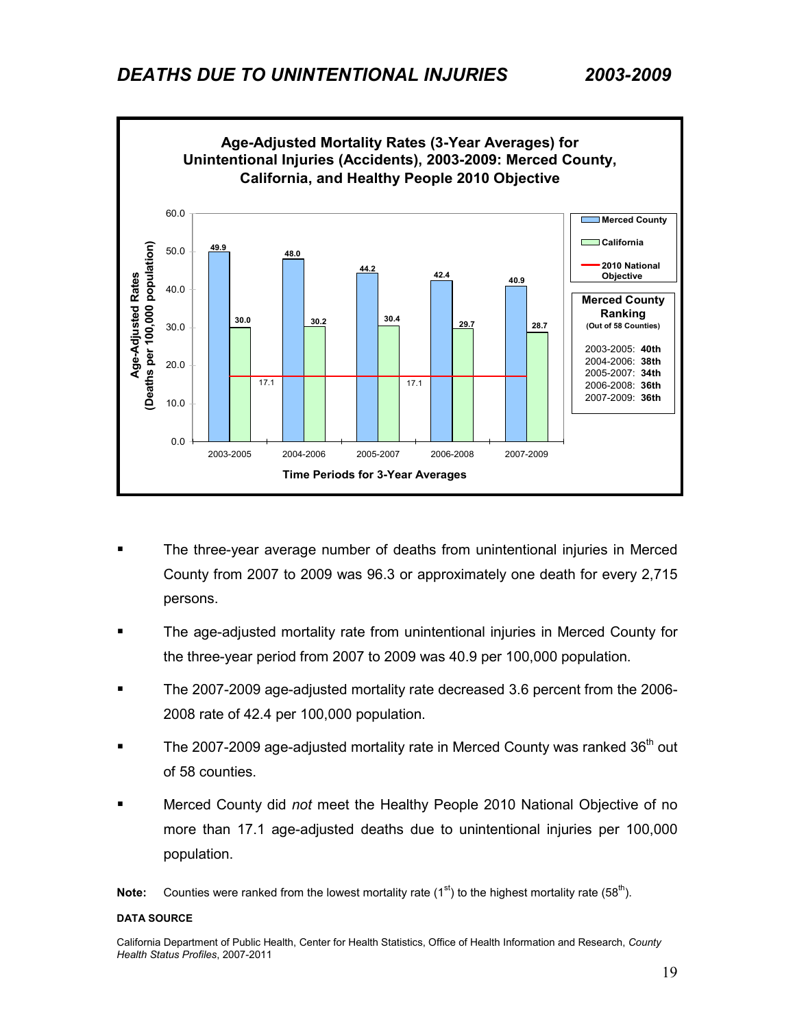## *DEATHS DUE TO UNINTENTIONAL INJURIES 2003-2009*

**Age-Adjusted Mortality Rates (3-Year Averages) for Unintentional Injuries (Accidents), 2003-2009: Merced County, California, and Healthy People 2010 Objective**

| Time Periods for 3-Year Averages | Merced County | California | 2010 National Objective |
|---|---|---|---|
| 2003-2005 | 49.9 | 30.0 | 17.1 |
| 2004-2006 | 48.0 | 30.2 | 17.1 |
| 2005-2007 | 44.2 | 30.4 | 17.1 |
| 2006-2008 | 42.4 | 29.7 | 17.1 |
| 2007-2009 | 40.9 | 28.7 | 17.1 |

Y-axis: Age-Adjusted Rates (Deaths per 100,000 population)

**Merced County Ranking** (Out of 58 Counties)

- 2003-2005: **40th**
- 2004-2006: **38th**
- 2005-2007: **34th**
- 2006-2008: **36th**
- 2007-2009: **36th**

- The three-year average number of deaths from unintentional injuries in Merced County from 2007 to 2009 was 96.3 or approximately one death for every 2,715 persons.
- The age-adjusted mortality rate from unintentional injuries in Merced County for the three-year period from 2007 to 2009 was 40.9 per 100,000 population.
- The 2007-2009 age-adjusted mortality rate decreased 3.6 percent from the 2006-2008 rate of 42.4 per 100,000 population.
- The 2007-2009 age-adjusted mortality rate in Merced County was ranked 36th out of 58 counties.
- Merced County did *not* meet the Healthy People 2010 National Objective of no more than 17.1 age-adjusted deaths due to unintentional injuries per 100,000 population.

**Note:** Counties were ranked from the lowest mortality rate (1st) to the highest mortality rate (58th).

**DATA SOURCE**

California Department of Public Health, Center for Health Statistics, Office of Health Information and Research, *County Health Status Profiles*, 2007-2011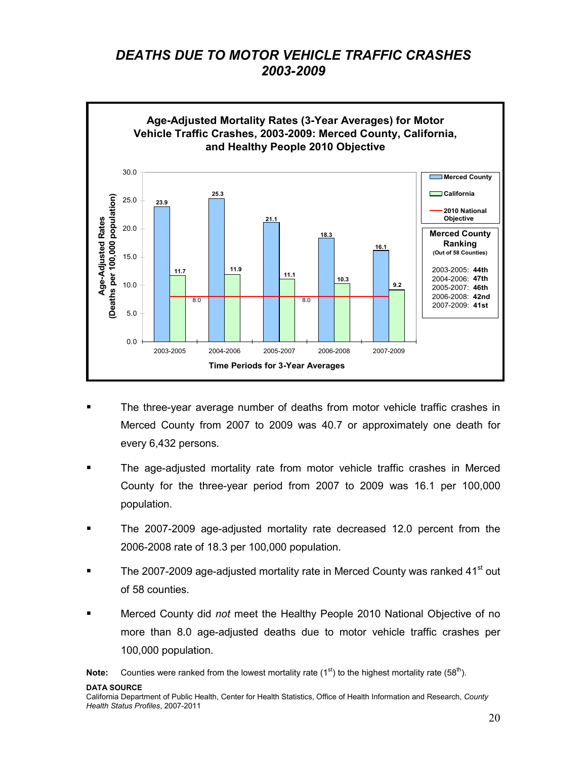# *DEATHS DUE TO MOTOR VEHICLE TRAFFIC CRASHES 2003-2009*

**Age-Adjusted Mortality Rates (3-Year Averages) for Motor Vehicle Traffic Crashes, 2003-2009: Merced County, California, and Healthy People 2010 Objective**

| Time Periods for 3-Year Averages | Merced County | California | 2010 National Objective |
|---|---|---|---|
| 2003-2005 | 23.9 | 11.7 | 8.0 |
| 2004-2006 | 25.3 | 11.9 | 8.0 |
| 2005-2007 | 21.1 | 11.1 | 8.0 |
| 2006-2008 | 18.3 | 10.3 | 8.0 |
| 2007-2009 | 16.1 | 9.2 | 8.0 |

Age-Adjusted Rates (Deaths per 100,000 population)

**Merced County Ranking** (Out of 58 Counties)

| Period | Ranking |
|---|---|
| 2003-2005 | **44th** |
| 2004-2006 | **47th** |
| 2005-2007 | **46th** |
| 2006-2008 | **42nd** |
| 2007-2009 | **41st** |

- The three-year average number of deaths from motor vehicle traffic crashes in Merced County from 2007 to 2009 was 40.7 or approximately one death for every 6,432 persons.
- The age-adjusted mortality rate from motor vehicle traffic crashes in Merced County for the three-year period from 2007 to 2009 was 16.1 per 100,000 population.
- The 2007-2009 age-adjusted mortality rate decreased 12.0 percent from the 2006-2008 rate of 18.3 per 100,000 population.
- The 2007-2009 age-adjusted mortality rate in Merced County was ranked 41st out of 58 counties.
- Merced County did *not* meet the Healthy People 2010 National Objective of no more than 8.0 age-adjusted deaths due to motor vehicle traffic crashes per 100,000 population.

**Note:** Counties were ranked from the lowest mortality rate (1st) to the highest mortality rate (58th).

**DATA SOURCE**
California Department of Public Health, Center for Health Statistics, Office of Health Information and Research, *County Health Status Profiles*, 2007-2011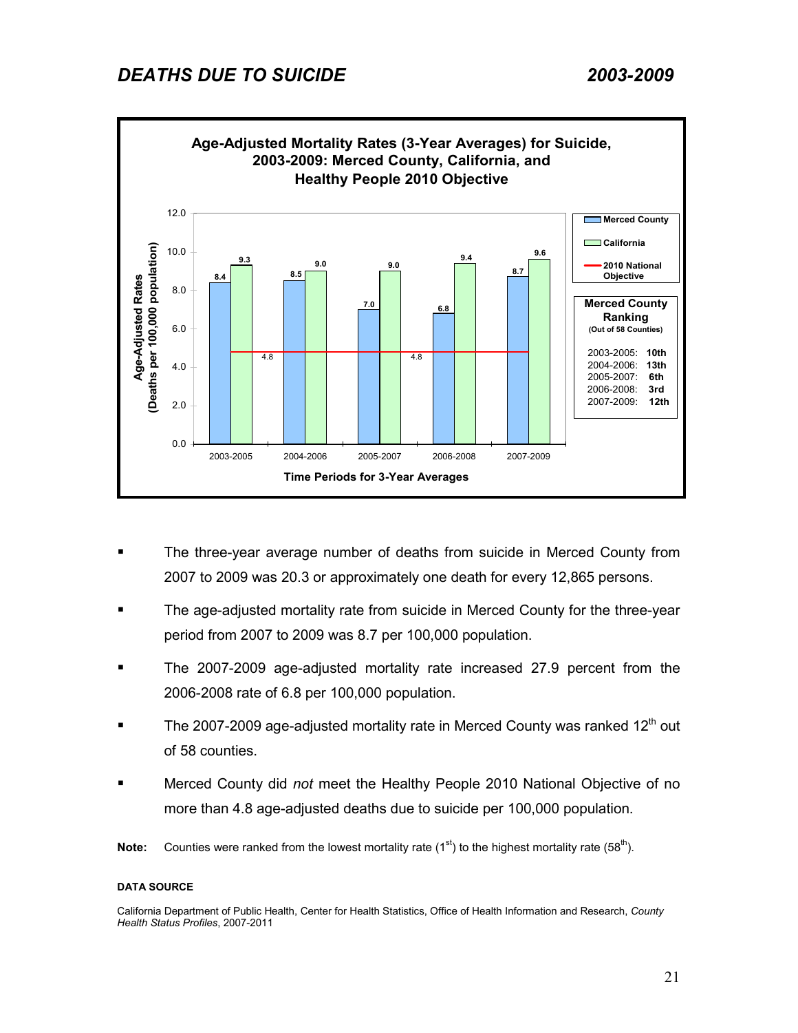# *DEATHS DUE TO SUICIDE* *2003-2009*

**Age-Adjusted Mortality Rates (3-Year Averages) for Suicide, 2003-2009: Merced County, California, and Healthy People 2010 Objective**

| Time Periods for 3-Year Averages | Merced County | California | 2010 National Objective |
|---|---|---|---|
| 2003-2005 | 8.4 | 9.3 | 4.8 |
| 2004-2006 | 8.5 | 9.0 | 4.8 |
| 2005-2007 | 7.0 | 9.0 | 4.8 |
| 2006-2008 | 6.8 | 9.4 | 4.8 |
| 2007-2009 | 8.7 | 9.6 | 4.8 |

Age-Adjusted Rates (Deaths per 100,000 population)

**Merced County Ranking** (Out of 58 Counties)

| Period | Ranking |
|---|---|
| 2003-2005 | **10th** |
| 2004-2006 | **13th** |
| 2005-2007 | **6th** |
| 2006-2008 | **3rd** |
| 2007-2009 | **12th** |

- The three-year average number of deaths from suicide in Merced County from 2007 to 2009 was 20.3 or approximately one death for every 12,865 persons.
- The age-adjusted mortality rate from suicide in Merced County for the three-year period from 2007 to 2009 was 8.7 per 100,000 population.
- The 2007-2009 age-adjusted mortality rate increased 27.9 percent from the 2006-2008 rate of 6.8 per 100,000 population.
- The 2007-2009 age-adjusted mortality rate in Merced County was ranked 12th out of 58 counties.
- Merced County did *not* meet the Healthy People 2010 National Objective of no more than 4.8 age-adjusted deaths due to suicide per 100,000 population.

**Note:** Counties were ranked from the lowest mortality rate (1st) to the highest mortality rate (58th).

**DATA SOURCE**

California Department of Public Health, Center for Health Statistics, Office of Health Information and Research, *County Health Status Profiles*, 2007-2011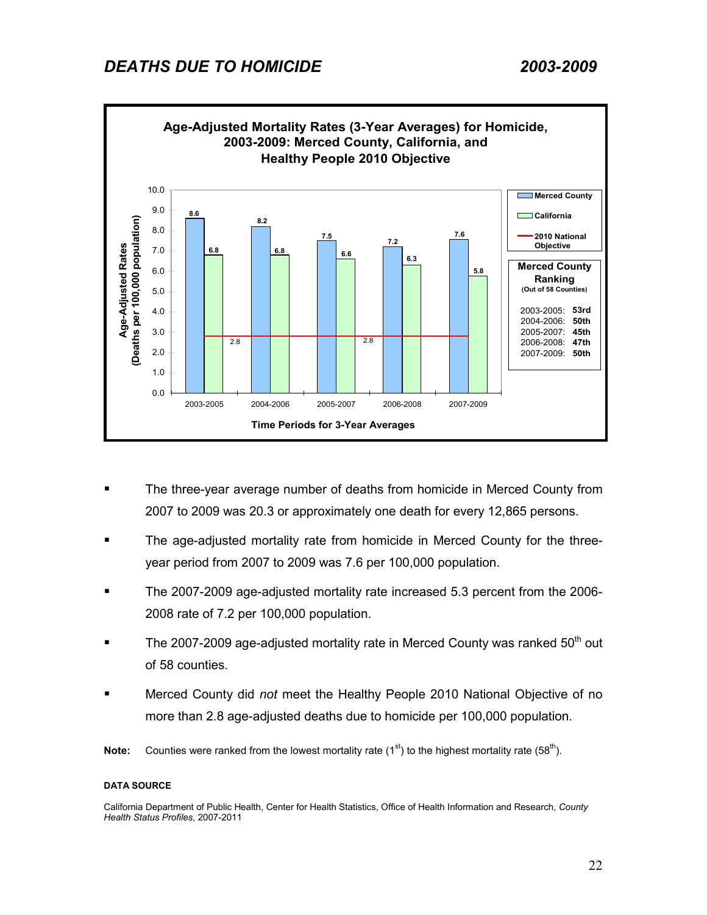# DEATHS DUE TO HOMICIDE 2003-2009

**Age-Adjusted Mortality Rates (3-Year Averages) for Homicide, 2003-2009: Merced County, California, and Healthy People 2010 Objective**

| Time Periods for 3-Year Averages | Merced County | California | 2010 National Objective |
|---|---|---|---|
| 2003-2005 | 8.6 | 6.8 | 2.8 |
| 2004-2006 | 8.2 | 6.8 | 2.8 |
| 2005-2007 | 7.5 | 6.6 | 2.8 |
| 2006-2008 | 7.2 | 6.3 | 2.8 |
| 2007-2009 | 7.6 | 5.8 | 2.8 |

**Merced County Ranking** (Out of 58 Counties)

| Period | Ranking |
|---|---|
| 2003-2005 | 53rd |
| 2004-2006 | 50th |
| 2005-2007 | 45th |
| 2006-2008 | 47th |
| 2007-2009 | 50th |

- The three-year average number of deaths from homicide in Merced County from 2007 to 2009 was 20.3 or approximately one death for every 12,865 persons.
- The age-adjusted mortality rate from homicide in Merced County for the three-year period from 2007 to 2009 was 7.6 per 100,000 population.
- The 2007-2009 age-adjusted mortality rate increased 5.3 percent from the 2006-2008 rate of 7.2 per 100,000 population.
- The 2007-2009 age-adjusted mortality rate in Merced County was ranked 50th out of 58 counties.
- Merced County did *not* meet the Healthy People 2010 National Objective of no more than 2.8 age-adjusted deaths due to homicide per 100,000 population.

**Note:** Counties were ranked from the lowest mortality rate (1st) to the highest mortality rate (58th).

**DATA SOURCE**

California Department of Public Health, Center for Health Statistics, Office of Health Information and Research, *County Health Status Profiles*, 2007-2011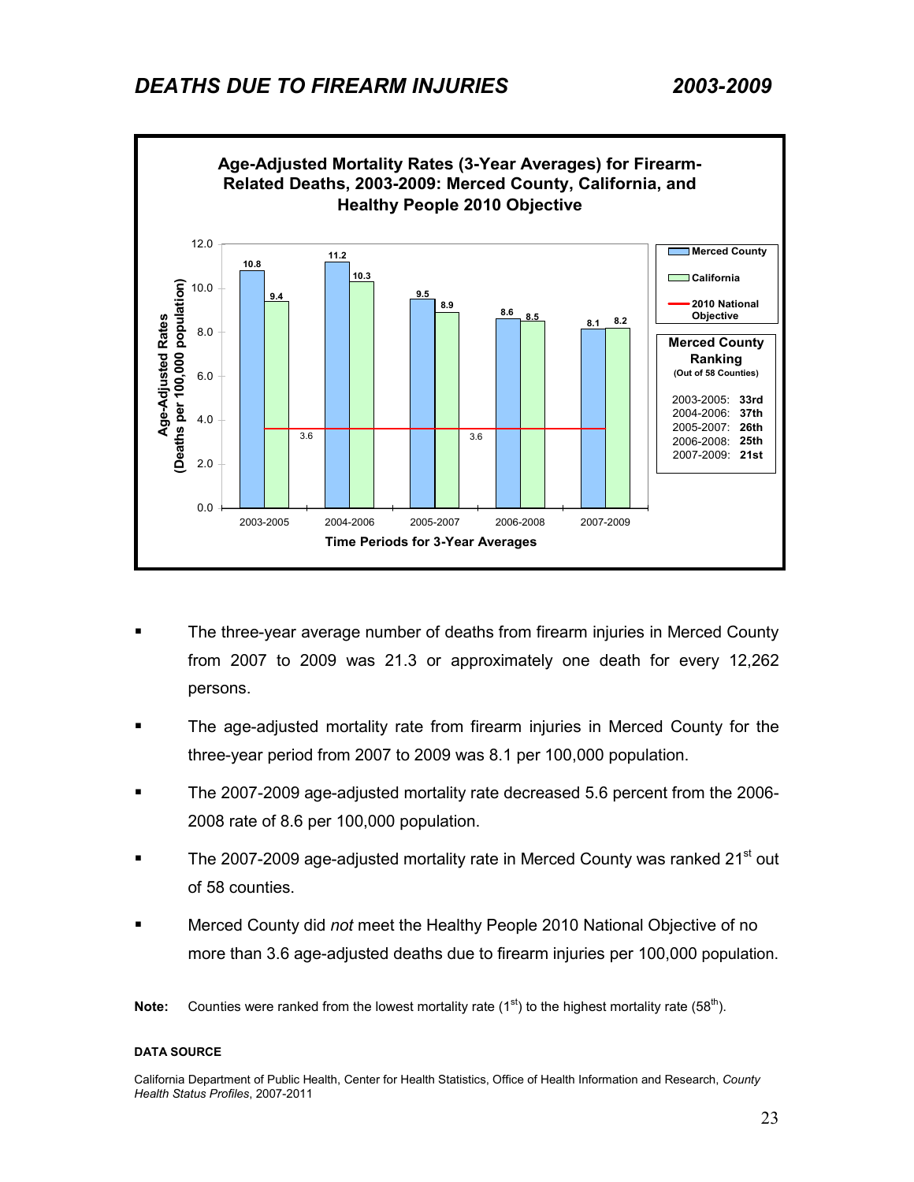# *DEATHS DUE TO FIREARM INJURIES 2003-2009*

**Age-Adjusted Mortality Rates (3-Year Averages) for Firearm-Related Deaths, 2003-2009: Merced County, California, and Healthy People 2010 Objective**

| Time Periods for 3-Year Averages | Merced County | California | 2010 National Objective |
|---|---|---|---|
| 2003-2005 | 10.8 | 9.4 | 3.6 |
| 2004-2006 | 11.2 | 10.3 | 3.6 |
| 2005-2007 | 9.5 | 8.9 | 3.6 |
| 2006-2008 | 8.6 | 8.5 | 3.6 |
| 2007-2009 | 8.1 | 8.2 | 3.6 |

**Merced County Ranking** (Out of 58 Counties)

| Period | Ranking |
|---|---|
| 2003-2005 | 33rd |
| 2004-2006 | 37th |
| 2005-2007 | 26th |
| 2006-2008 | 25th |
| 2007-2009 | 21st |

- The three-year average number of deaths from firearm injuries in Merced County from 2007 to 2009 was 21.3 or approximately one death for every 12,262 persons.
- The age-adjusted mortality rate from firearm injuries in Merced County for the three-year period from 2007 to 2009 was 8.1 per 100,000 population.
- The 2007-2009 age-adjusted mortality rate decreased 5.6 percent from the 2006-2008 rate of 8.6 per 100,000 population.
- The 2007-2009 age-adjusted mortality rate in Merced County was ranked 21st out of 58 counties.
- Merced County did *not* meet the Healthy People 2010 National Objective of no more than 3.6 age-adjusted deaths due to firearm injuries per 100,000 population.

**Note:** Counties were ranked from the lowest mortality rate (1st) to the highest mortality rate (58th).

**DATA SOURCE**

California Department of Public Health, Center for Health Statistics, Office of Health Information and Research, *County Health Status Profiles*, 2007-2011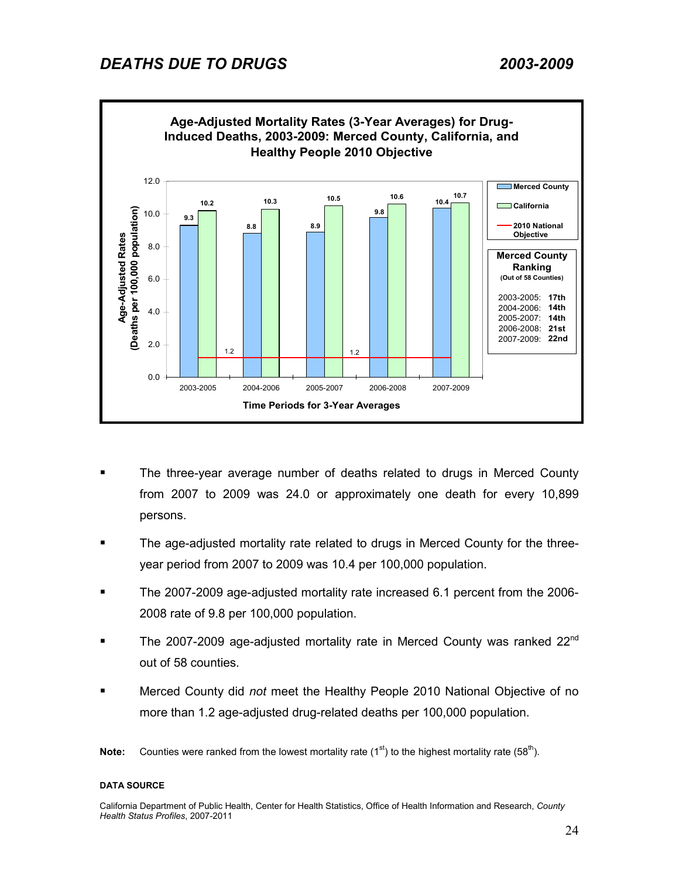## *DEATHS DUE TO DRUGS* *2003-2009*

**Age-Adjusted Mortality Rates (3-Year Averages) for Drug-Induced Deaths, 2003-2009: Merced County, California, and Healthy People 2010 Objective**

| Time Periods for 3-Year Averages | Merced County | California | 2010 National Objective |
|---|---|---|---|
| 2003-2005 | 9.3 | 10.2 | 1.2 |
| 2004-2006 | 8.8 | 10.3 | 1.2 |
| 2005-2007 | 8.9 | 10.5 | 1.2 |
| 2006-2008 | 9.8 | 10.6 | 1.2 |
| 2007-2009 | 10.4 | 10.7 | 1.2 |

Age-Adjusted Rates (Deaths per 100,000 population)

**Merced County Ranking** (Out of 58 Counties)

| Period | Ranking |
|---|---|
| 2003-2005: | **17th** |
| 2004-2006: | **14th** |
| 2005-2007: | **14th** |
| 2006-2008: | **21st** |
| 2007-2009: | **22nd** |

- The three-year average number of deaths related to drugs in Merced County from 2007 to 2009 was 24.0 or approximately one death for every 10,899 persons.
- The age-adjusted mortality rate related to drugs in Merced County for the three-year period from 2007 to 2009 was 10.4 per 100,000 population.
- The 2007-2009 age-adjusted mortality rate increased 6.1 percent from the 2006-2008 rate of 9.8 per 100,000 population.
- The 2007-2009 age-adjusted mortality rate in Merced County was ranked 22nd out of 58 counties.
- Merced County did *not* meet the Healthy People 2010 National Objective of no more than 1.2 age-adjusted drug-related deaths per 100,000 population.

**Note:** Counties were ranked from the lowest mortality rate (1st) to the highest mortality rate (58th).

**DATA SOURCE**

California Department of Public Health, Center for Health Statistics, Office of Health Information and Research, *County Health Status Profiles*, 2007-2011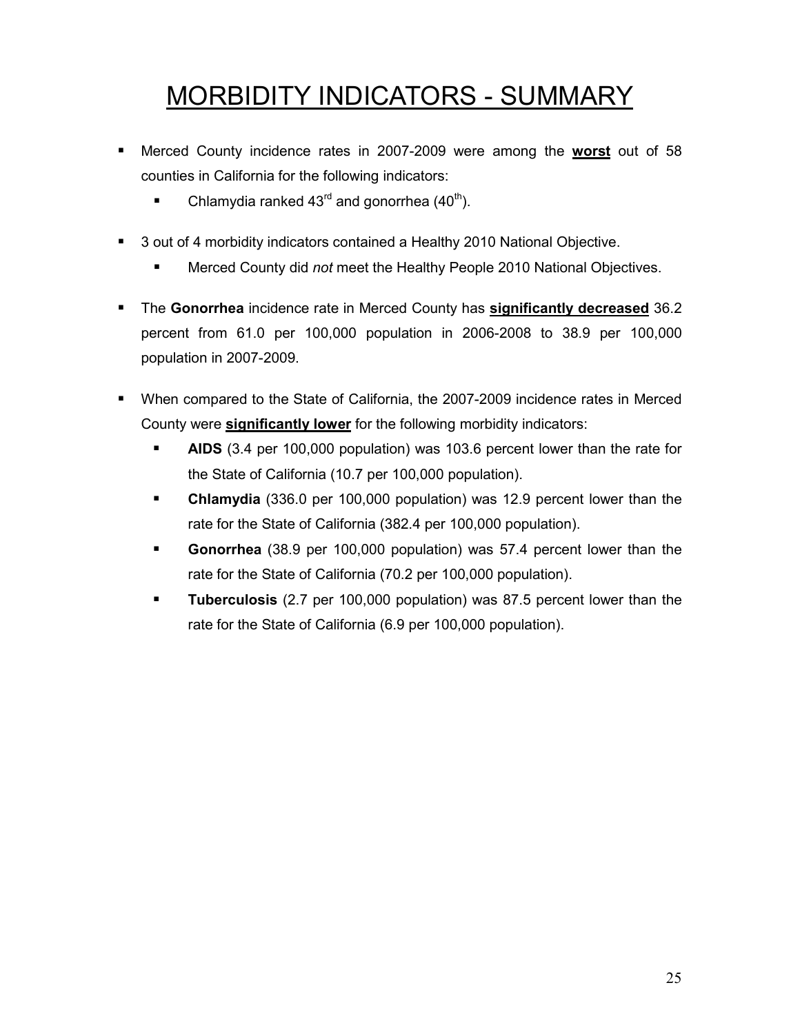# MORBIDITY INDICATORS - SUMMARY

- Merced County incidence rates in 2007-2009 were among the **worst** out of 58 counties in California for the following indicators:
  - Chlamydia ranked 43rd and gonorrhea (40th).

- 3 out of 4 morbidity indicators contained a Healthy 2010 National Objective.
  - Merced County did *not* meet the Healthy People 2010 National Objectives.

- The **Gonorrhea** incidence rate in Merced County has **significantly decreased** 36.2 percent from 61.0 per 100,000 population in 2006-2008 to 38.9 per 100,000 population in 2007-2009.

- When compared to the State of California, the 2007-2009 incidence rates in Merced County were **significantly lower** for the following morbidity indicators:
  - **AIDS** (3.4 per 100,000 population) was 103.6 percent lower than the rate for the State of California (10.7 per 100,000 population).
  - **Chlamydia** (336.0 per 100,000 population) was 12.9 percent lower than the rate for the State of California (382.4 per 100,000 population).
  - **Gonorrhea** (38.9 per 100,000 population) was 57.4 percent lower than the rate for the State of California (70.2 per 100,000 population).
  - **Tuberculosis** (2.7 per 100,000 population) was 87.5 percent lower than the rate for the State of California (6.9 per 100,000 population).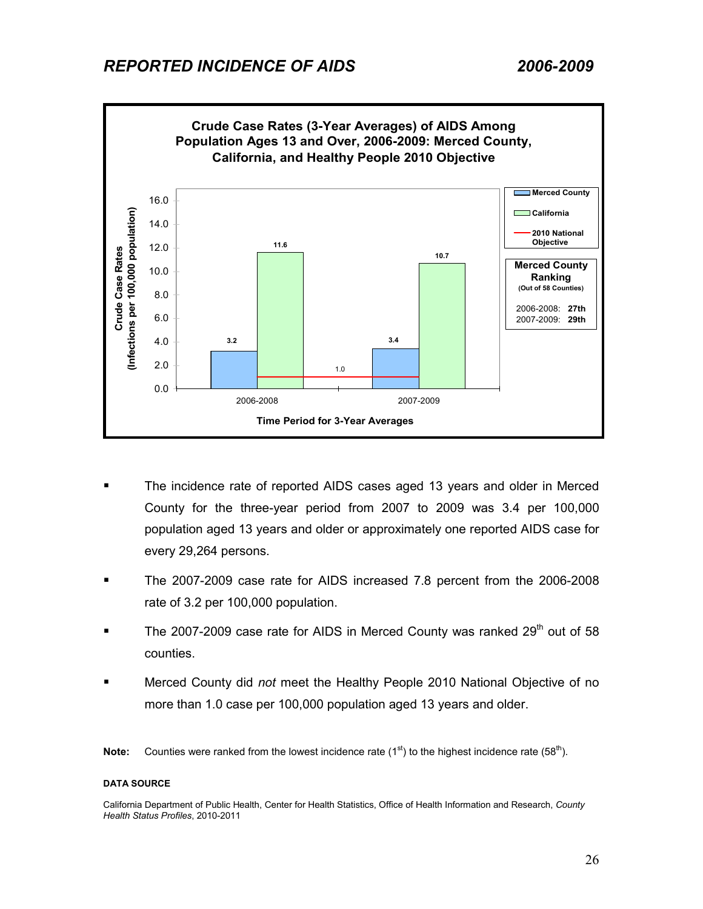# REPORTED INCIDENCE OF AIDS 2006-2009

**Crude Case Rates (3-Year Averages) of AIDS Among Population Ages 13 and Over, 2006-2009: Merced County, California, and Healthy People 2010 Objective**

| Time Period for 3-Year Averages | Merced County | California | 2010 National Objective |
|---|---|---|---|
| 2006-2008 | 3.2 | 11.6 | 1.0 |
| 2007-2009 | 3.4 | 10.7 | 1.0 |

Crude Case Rates (Infections per 100,000 population)

**Merced County Ranking** (Out of 58 Counties)

2006-2008: **27th**
2007-2009: **29th**

- The incidence rate of reported AIDS cases aged 13 years and older in Merced County for the three-year period from 2007 to 2009 was 3.4 per 100,000 population aged 13 years and older or approximately one reported AIDS case for every 29,264 persons.
- The 2007-2009 case rate for AIDS increased 7.8 percent from the 2006-2008 rate of 3.2 per 100,000 population.
- The 2007-2009 case rate for AIDS in Merced County was ranked 29th out of 58 counties.
- Merced County did *not* meet the Healthy People 2010 National Objective of no more than 1.0 case per 100,000 population aged 13 years and older.

**Note:** Counties were ranked from the lowest incidence rate (1st) to the highest incidence rate (58th).

**DATA SOURCE**

California Department of Public Health, Center for Health Statistics, Office of Health Information and Research, *County Health Status Profiles*, 2010-2011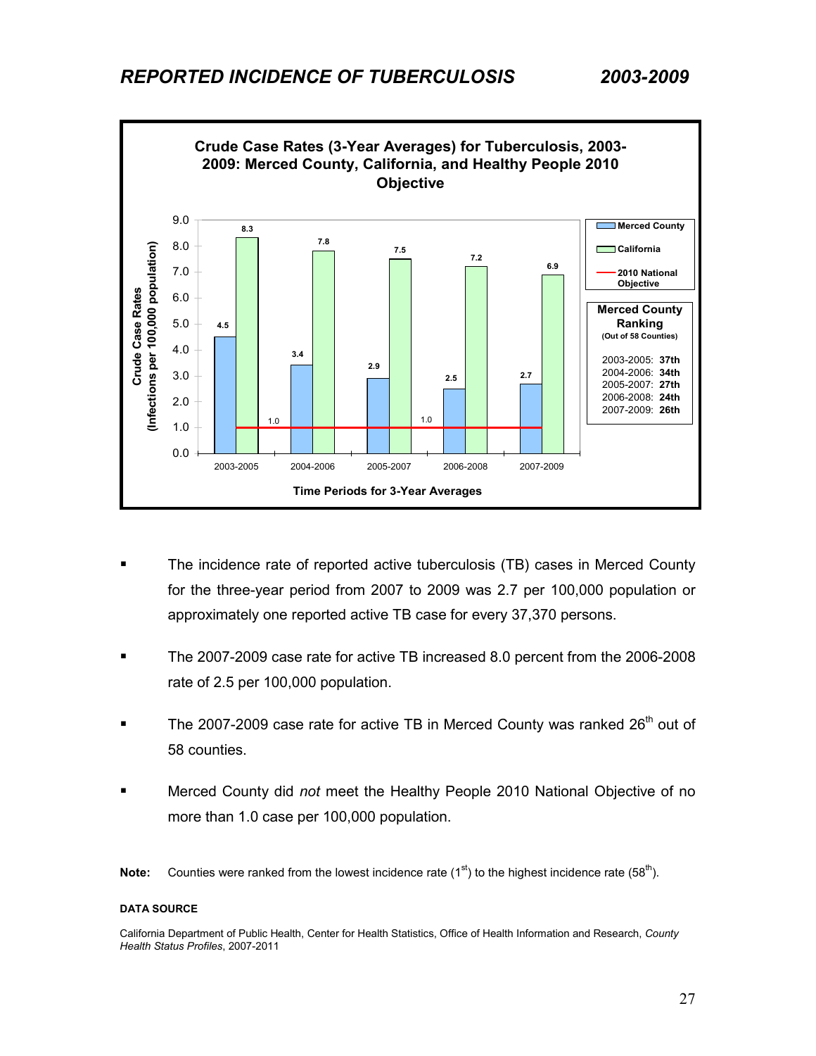## *REPORTED INCIDENCE OF TUBERCULOSIS 2003-2009*

**Crude Case Rates (3-Year Averages) for Tuberculosis, 2003-2009: Merced County, California, and Healthy People 2010 Objective**

| Time Periods for 3-Year Averages | Merced County | California | 2010 National Objective |
|---|---|---|---|
| 2003-2005 | 4.5 | 8.3 | 1.0 |
| 2004-2006 | 3.4 | 7.8 | 1.0 |
| 2005-2007 | 2.9 | 7.5 | 1.0 |
| 2006-2008 | 2.5 | 7.2 | 1.0 |
| 2007-2009 | 2.7 | 6.9 | 1.0 |

Crude Case Rates (Infections per 100,000 population)

**Merced County Ranking** (Out of 58 Counties)

| Period | Ranking |
|---|---|
| 2003-2005 | **37th** |
| 2004-2006 | **34th** |
| 2005-2007 | **27th** |
| 2006-2008 | **24th** |
| 2007-2009 | **26th** |

- The incidence rate of reported active tuberculosis (TB) cases in Merced County for the three-year period from 2007 to 2009 was 2.7 per 100,000 population or approximately one reported active TB case for every 37,370 persons.
- The 2007-2009 case rate for active TB increased 8.0 percent from the 2006-2008 rate of 2.5 per 100,000 population.
- The 2007-2009 case rate for active TB in Merced County was ranked 26th out of 58 counties.
- Merced County did *not* meet the Healthy People 2010 National Objective of no more than 1.0 case per 100,000 population.

**Note:** Counties were ranked from the lowest incidence rate (1st) to the highest incidence rate (58th).

**DATA SOURCE**

California Department of Public Health, Center for Health Statistics, Office of Health Information and Research, *County Health Status Profiles*, 2007-2011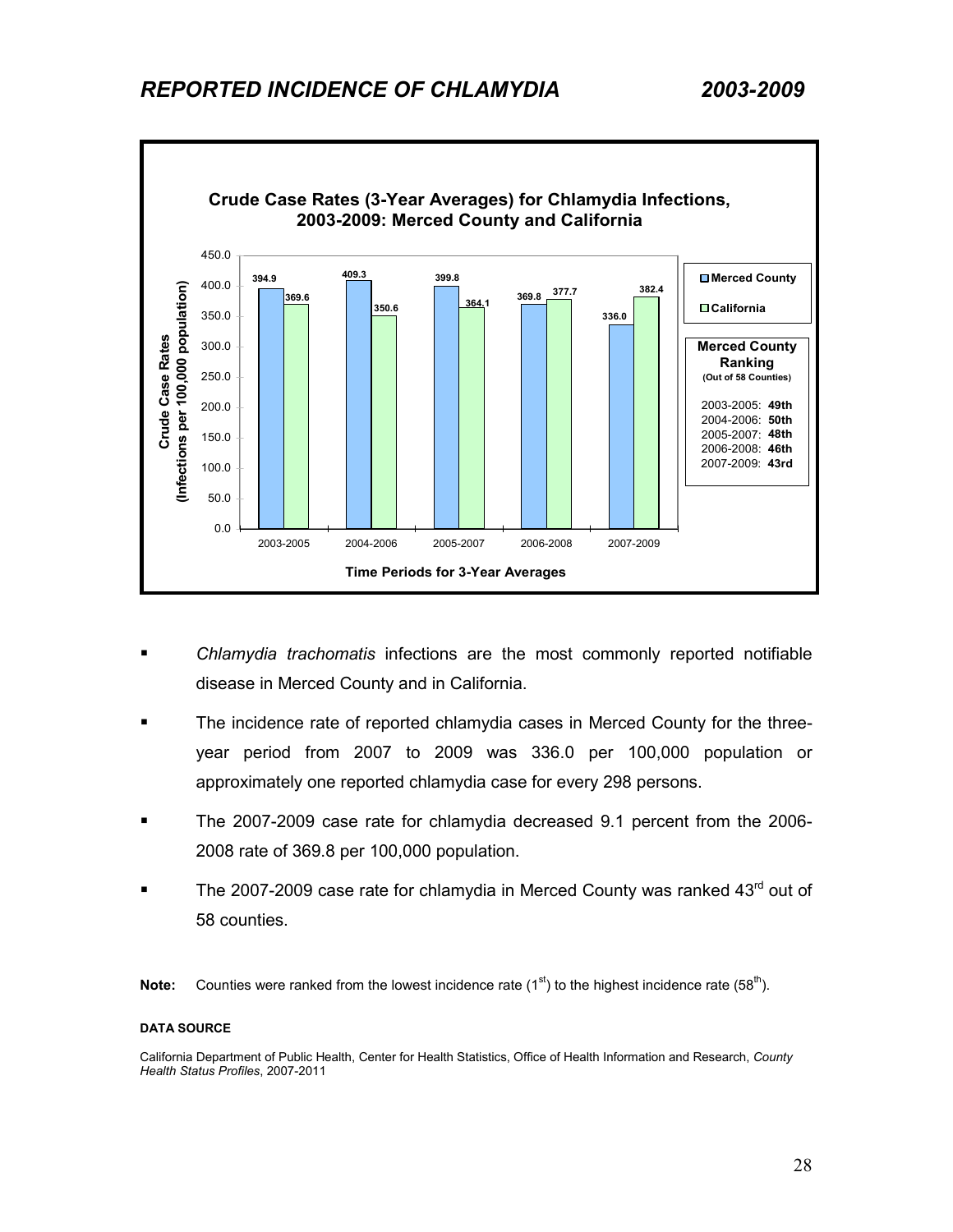# *REPORTED INCIDENCE OF CHLAMYDIA 2003-2009*

**Crude Case Rates (3-Year Averages) for Chlamydia Infections, 2003-2009: Merced County and California**

| Time Periods for 3-Year Averages | Merced County | California |
|---|---|---|
| 2003-2005 | 394.9 | 369.6 |
| 2004-2006 | 409.3 | 350.6 |
| 2005-2007 | 399.8 | 364.1 |
| 2006-2008 | 369.8 | 377.7 |
| 2007-2009 | 336.0 | 382.4 |

Crude Case Rates (Infections per 100,000 population)

**Merced County Ranking**
**(Out of 58 Counties)**

2003-2005: **49th**
2004-2006: **50th**
2005-2007: **48th**
2006-2008: **46th**
2007-2009: **43rd**

- *Chlamydia trachomatis* infections are the most commonly reported notifiable disease in Merced County and in California.
- The incidence rate of reported chlamydia cases in Merced County for the three-year period from 2007 to 2009 was 336.0 per 100,000 population or approximately one reported chlamydia case for every 298 persons.
- The 2007-2009 case rate for chlamydia decreased 9.1 percent from the 2006-2008 rate of 369.8 per 100,000 population.
- The 2007-2009 case rate for chlamydia in Merced County was ranked 43rd out of 58 counties.

**Note:** Counties were ranked from the lowest incidence rate (1st) to the highest incidence rate (58th).

**DATA SOURCE**

California Department of Public Health, Center for Health Statistics, Office of Health Information and Research, *County Health Status Profiles*, 2007-2011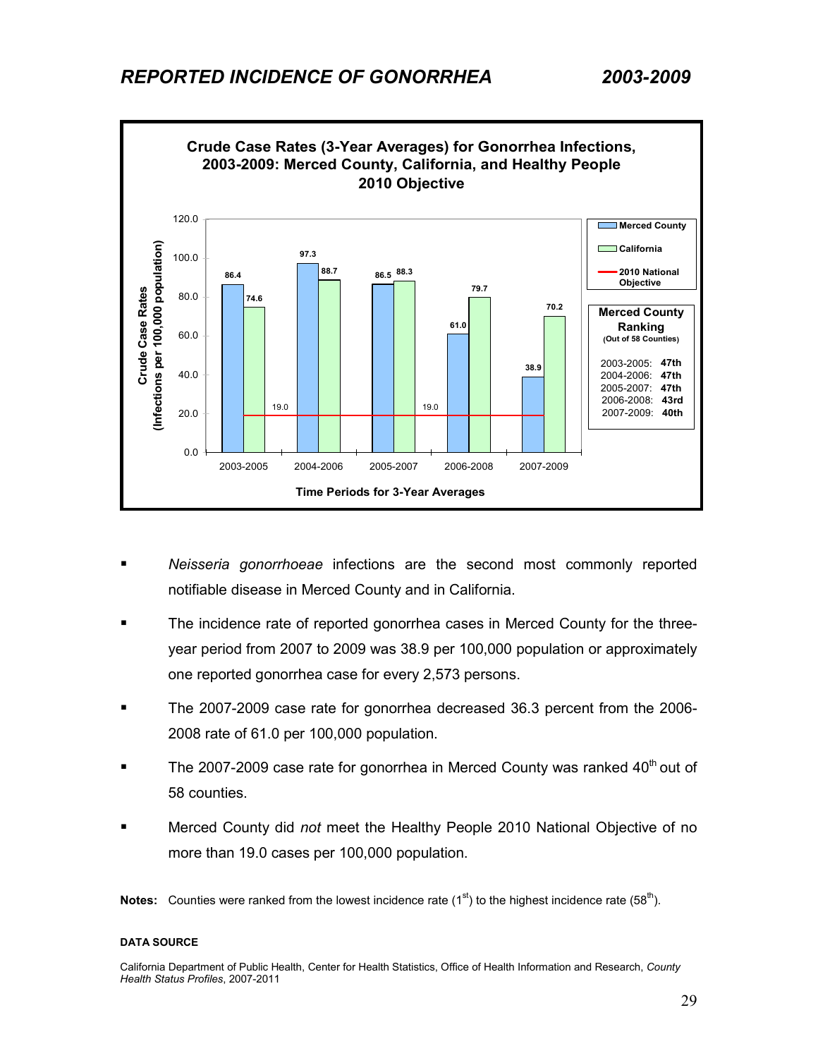# *REPORTED INCIDENCE OF GONORRHEA 2003-2009*

**Crude Case Rates (3-Year Averages) for Gonorrhea Infections, 2003-2009: Merced County, California, and Healthy People 2010 Objective**

| Time Periods for 3-Year Averages | Merced County | California | 2010 National Objective |
|---|---|---|---|
| 2003-2005 | 86.4 | 74.6 | 19.0 |
| 2004-2006 | 97.3 | 88.7 | 19.0 |
| 2005-2007 | 86.5 | 88.3 | 19.0 |
| 2006-2008 | 61.0 | 79.7 | 19.0 |
| 2007-2009 | 38.9 | 70.2 | 19.0 |

Crude Case Rates (Infections per 100,000 population)

**Merced County Ranking** (Out of 58 Counties)

| Period | Ranking |
|---|---|
| 2003-2005 | **47th** |
| 2004-2006 | **47th** |
| 2005-2007 | **47th** |
| 2006-2008 | **43rd** |
| 2007-2009 | **40th** |

- *Neisseria gonorrhoeae* infections are the second most commonly reported notifiable disease in Merced County and in California.
- The incidence rate of reported gonorrhea cases in Merced County for the three-year period from 2007 to 2009 was 38.9 per 100,000 population or approximately one reported gonorrhea case for every 2,573 persons.
- The 2007-2009 case rate for gonorrhea decreased 36.3 percent from the 2006-2008 rate of 61.0 per 100,000 population.
- The 2007-2009 case rate for gonorrhea in Merced County was ranked 40th out of 58 counties.
- Merced County did *not* meet the Healthy People 2010 National Objective of no more than 19.0 cases per 100,000 population.

**Notes:** Counties were ranked from the lowest incidence rate (1st) to the highest incidence rate (58th).

**DATA SOURCE**

California Department of Public Health, Center for Health Statistics, Office of Health Information and Research, *County Health Status Profiles*, 2007-2011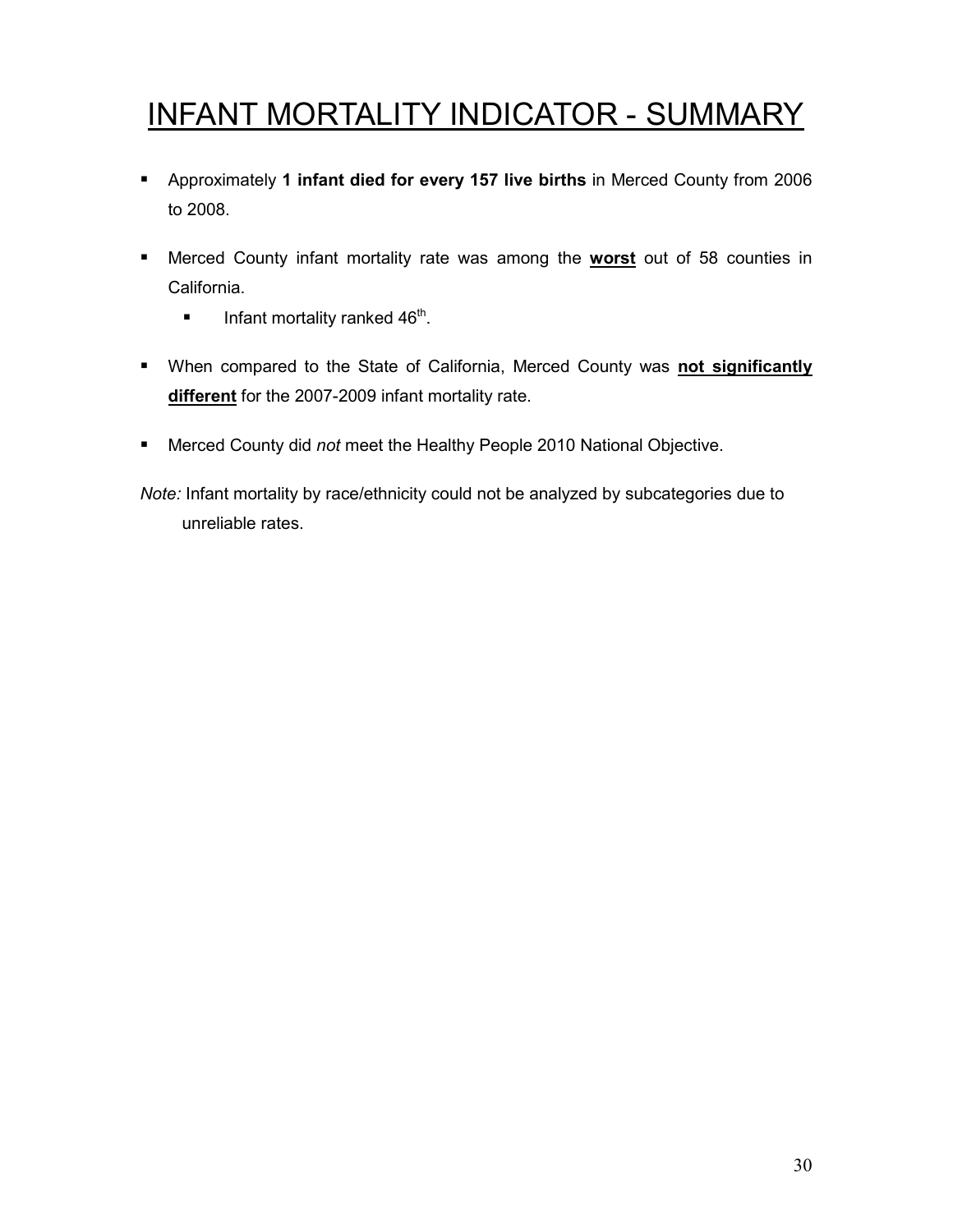# INFANT MORTALITY INDICATOR - SUMMARY

- Approximately **1 infant died for every 157 live births** in Merced County from 2006 to 2008.
- Merced County infant mortality rate was among the **worst** out of 58 counties in California.
  - Infant mortality ranked $46^{th}$.
- When compared to the State of California, Merced County was **not significantly different** for the 2007-2009 infant mortality rate.
- Merced County did *not* meet the Healthy People 2010 National Objective.

*Note:* Infant mortality by race/ethnicity could not be analyzed by subcategories due to unreliable rates.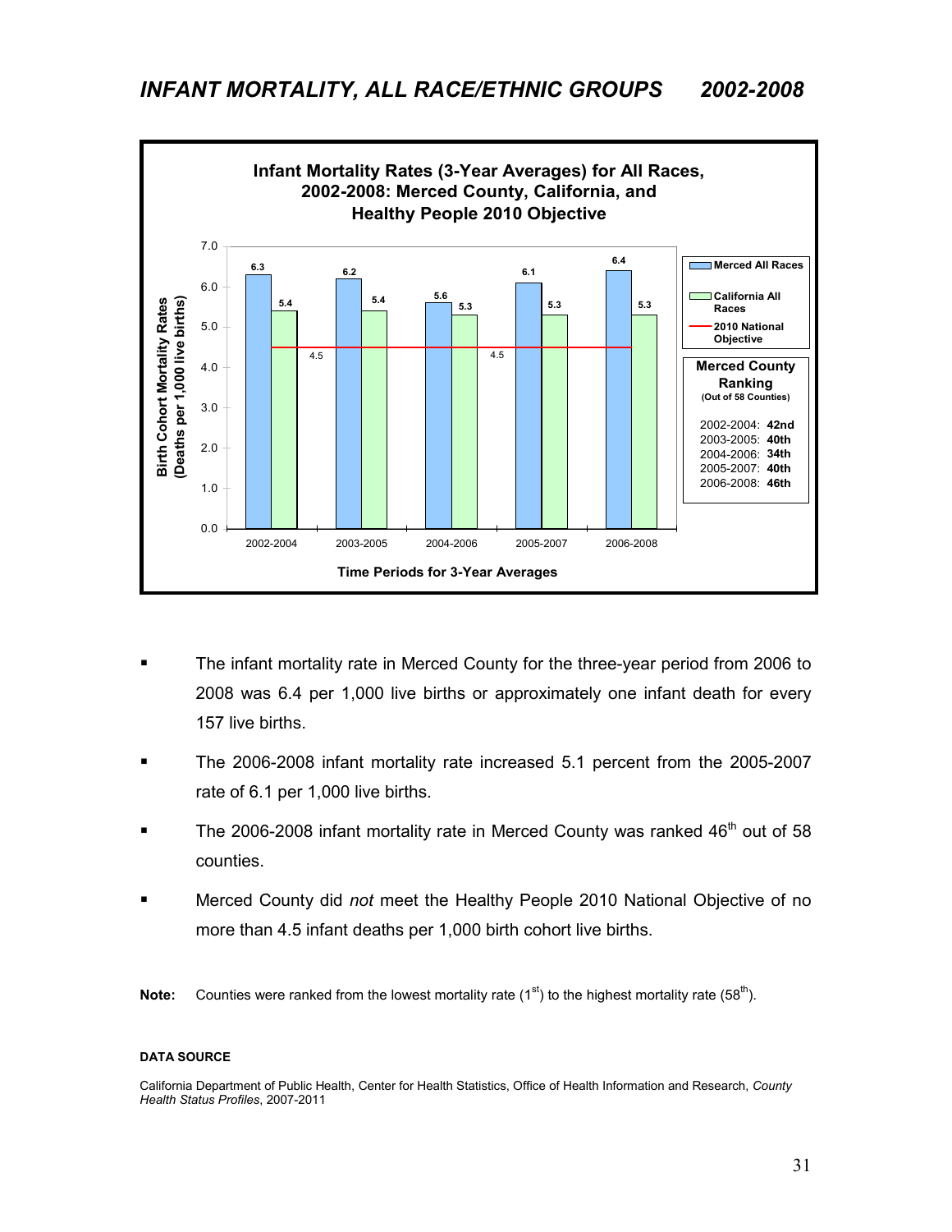# *INFANT MORTALITY, ALL RACE/ETHNIC GROUPS 2002-2008*

**Infant Mortality Rates (3-Year Averages) for All Races, 2002-2008: Merced County, California, and Healthy People 2010 Objective**

| Time Periods for 3-Year Averages | Merced All Races | California All Races | 2010 National Objective |
|---|---|---|---|
| 2002-2004 | 6.3 | 5.4 | 4.5 |
| 2003-2005 | 6.2 | 5.4 | 4.5 |
| 2004-2006 | 5.6 | 5.3 | 4.5 |
| 2005-2007 | 6.1 | 5.3 | 4.5 |
| 2006-2008 | 6.4 | 5.3 | 4.5 |

Birth Cohort Mortality Rates (Deaths per 1,000 live births)

**Merced County Ranking**
**(Out of 58 Counties)**

- 2002-2004: **42nd**
- 2003-2005: **40th**
- 2004-2006: **34th**
- 2005-2007: **40th**
- 2006-2008: **46th**

- The infant mortality rate in Merced County for the three-year period from 2006 to 2008 was 6.4 per 1,000 live births or approximately one infant death for every 157 live births.
- The 2006-2008 infant mortality rate increased 5.1 percent from the 2005-2007 rate of 6.1 per 1,000 live births.
- The 2006-2008 infant mortality rate in Merced County was ranked 46th out of 58 counties.
- Merced County did *not* meet the Healthy People 2010 National Objective of no more than 4.5 infant deaths per 1,000 birth cohort live births.

**Note:** Counties were ranked from the lowest mortality rate (1st) to the highest mortality rate (58th).

**DATA SOURCE**

California Department of Public Health, Center for Health Statistics, Office of Health Information and Research, *County Health Status Profiles*, 2007-2011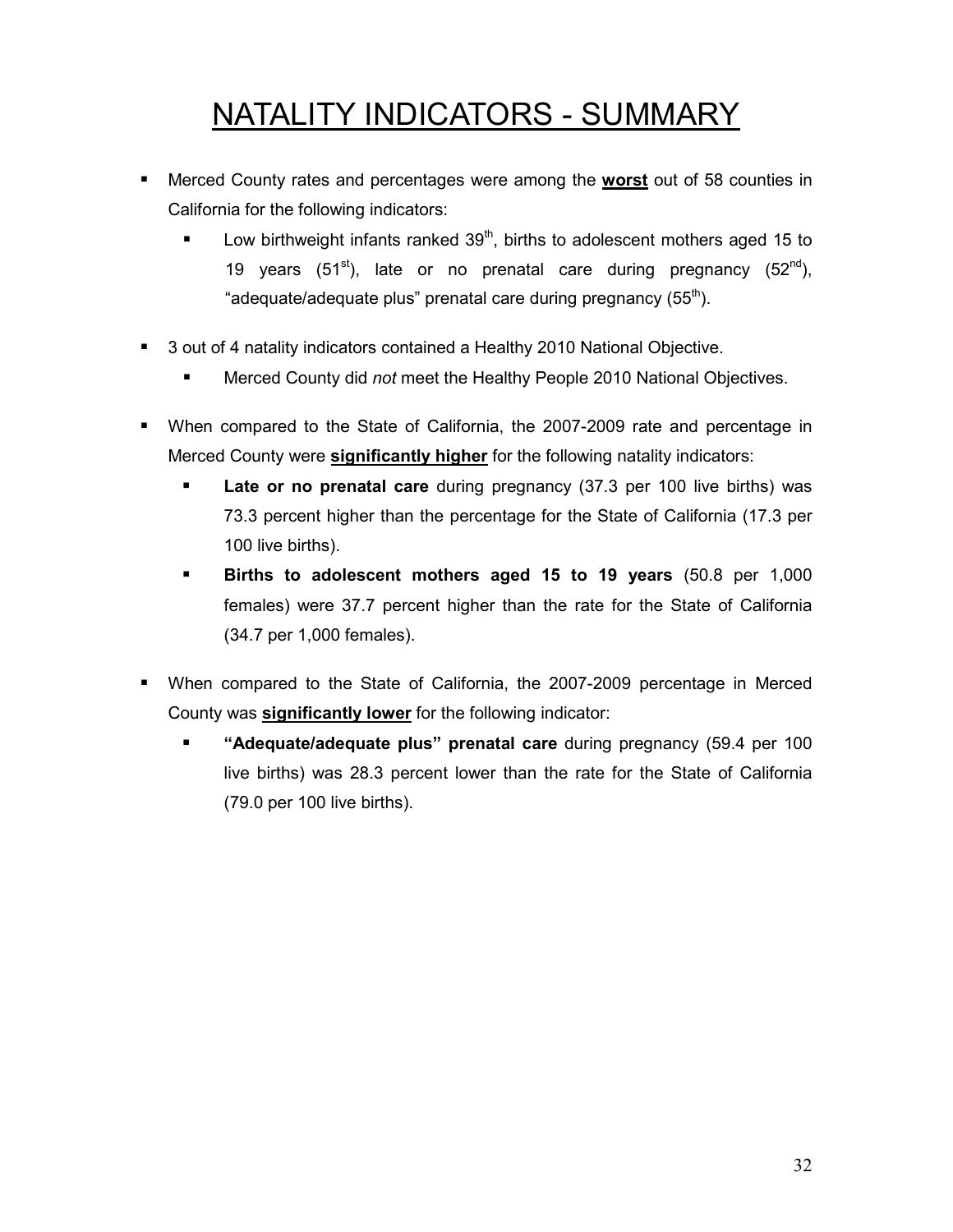# NATALITY INDICATORS - SUMMARY

- Merced County rates and percentages were among the **worst** out of 58 counties in California for the following indicators:
  - Low birthweight infants ranked 39th, births to adolescent mothers aged 15 to 19 years (51st), late or no prenatal care during pregnancy (52nd), "adequate/adequate plus" prenatal care during pregnancy (55th).
- 3 out of 4 natality indicators contained a Healthy 2010 National Objective.
  - Merced County did *not* meet the Healthy People 2010 National Objectives.
- When compared to the State of California, the 2007-2009 rate and percentage in Merced County were **significantly higher** for the following natality indicators:
  - **Late or no prenatal care** during pregnancy (37.3 per 100 live births) was 73.3 percent higher than the percentage for the State of California (17.3 per 100 live births).
  - **Births to adolescent mothers aged 15 to 19 years** (50.8 per 1,000 females) were 37.7 percent higher than the rate for the State of California (34.7 per 1,000 females).
- When compared to the State of California, the 2007-2009 percentage in Merced County was **significantly lower** for the following indicator:
  - **"Adequate/adequate plus" prenatal care** during pregnancy (59.4 per 100 live births) was 28.3 percent lower than the rate for the State of California (79.0 per 100 live births).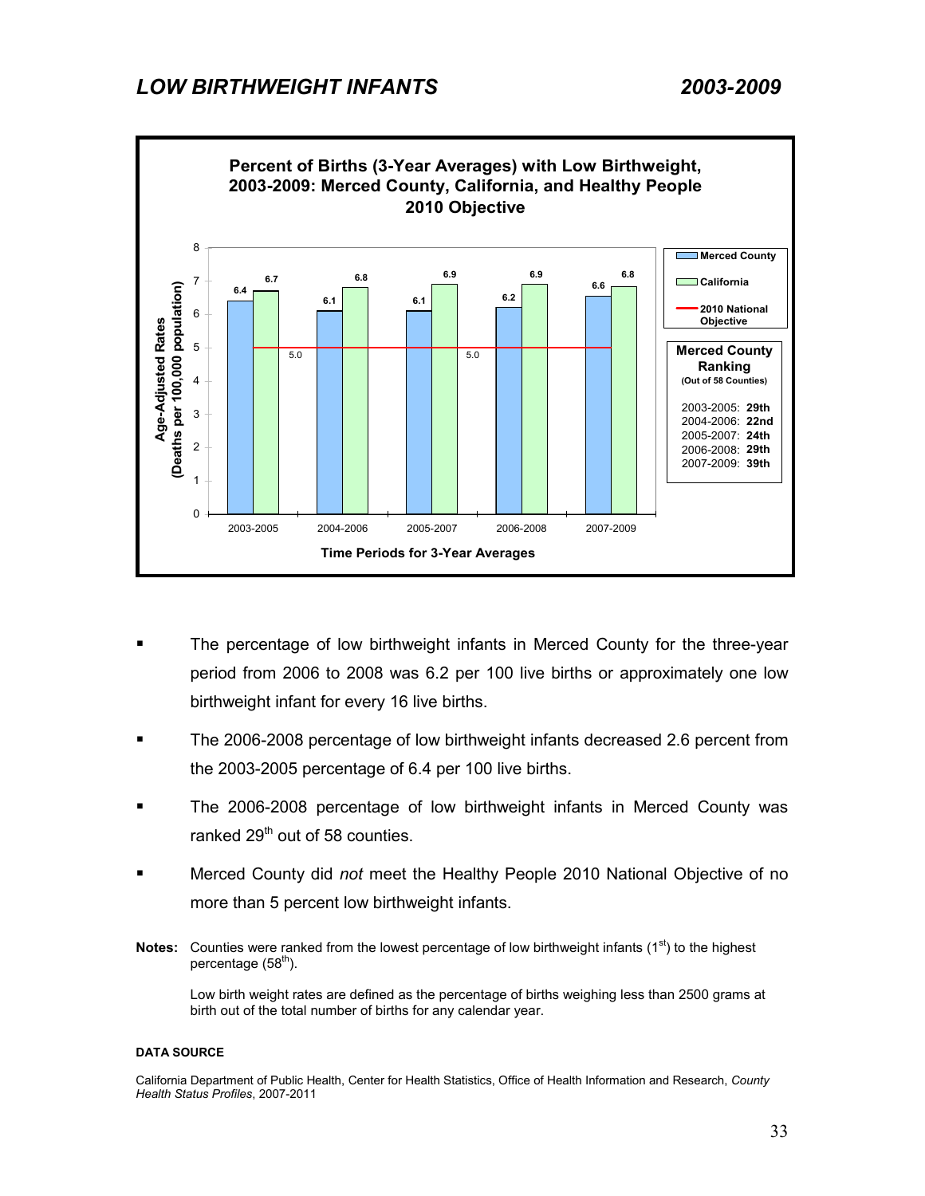## *LOW BIRTHWEIGHT INFANTS* *2003-2009*

**Percent of Births (3-Year Averages) with Low Birthweight, 2003-2009: Merced County, California, and Healthy People 2010 Objective**

| Time Periods for 3-Year Averages | Merced County | California | 2010 National Objective |
|---|---|---|---|
| 2003-2005 | 6.4 | 6.7 | 5.0 |
| 2004-2006 | 6.1 | 6.8 | 5.0 |
| 2005-2007 | 6.1 | 6.9 | 5.0 |
| 2006-2008 | 6.2 | 6.9 | 5.0 |
| 2007-2009 | 6.6 | 6.8 | 5.0 |

Y-axis: Age-Adjusted Rates (Deaths per 100,000 population)

**Merced County Ranking**
(Out of 58 Counties)

- 2003-2005: **29th**
- 2004-2006: **22nd**
- 2005-2007: **24th**
- 2006-2008: **29th**
- 2007-2009: **39th**

- The percentage of low birthweight infants in Merced County for the three-year period from 2006 to 2008 was 6.2 per 100 live births or approximately one low birthweight infant for every 16 live births.
- The 2006-2008 percentage of low birthweight infants decreased 2.6 percent from the 2003-2005 percentage of 6.4 per 100 live births.
- The 2006-2008 percentage of low birthweight infants in Merced County was ranked 29th out of 58 counties.
- Merced County did *not* meet the Healthy People 2010 National Objective of no more than 5 percent low birthweight infants.

**Notes:** Counties were ranked from the lowest percentage of low birthweight infants (1st) to the highest percentage (58th).

Low birth weight rates are defined as the percentage of births weighing less than 2500 grams at birth out of the total number of births for any calendar year.

**DATA SOURCE**

California Department of Public Health, Center for Health Statistics, Office of Health Information and Research, *County Health Status Profiles*, 2007-2011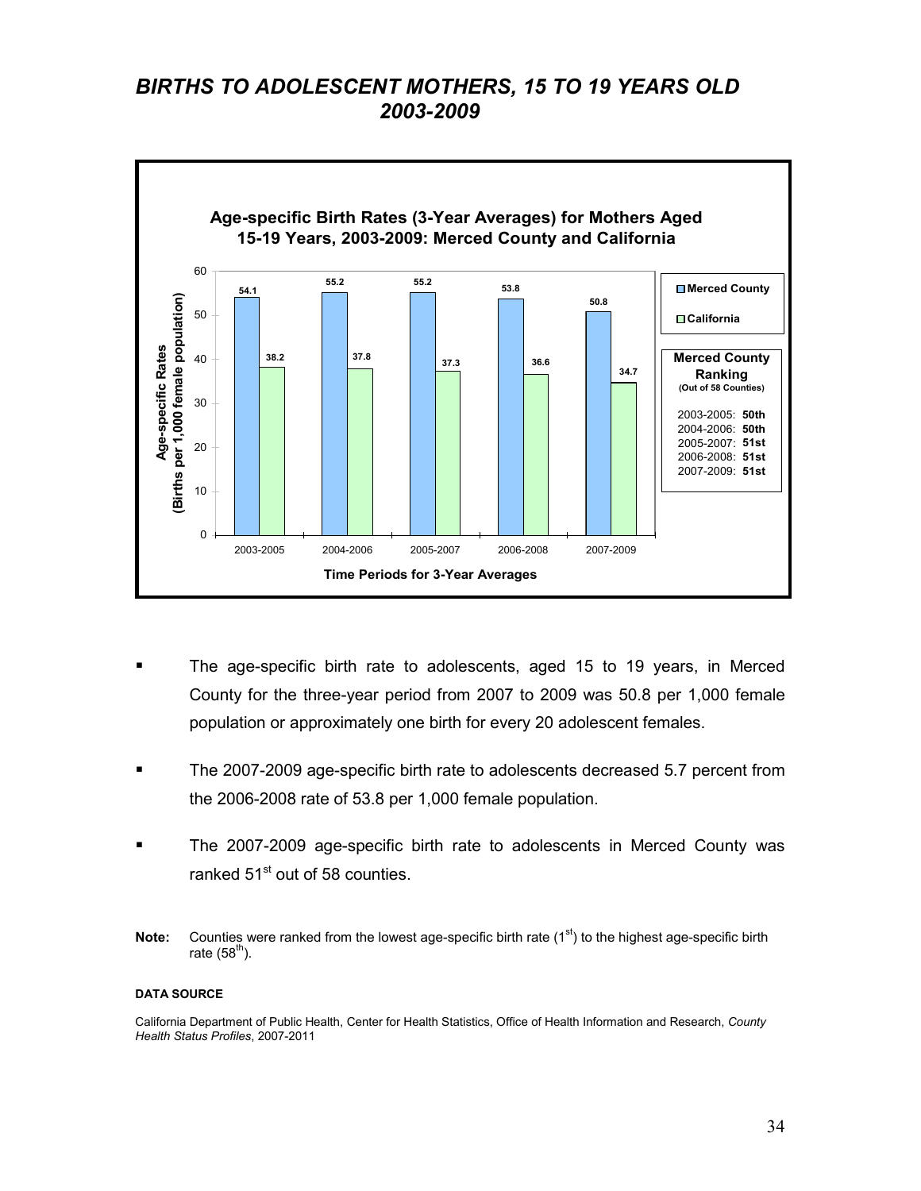# *BIRTHS TO ADOLESCENT MOTHERS, 15 TO 19 YEARS OLD 2003-2009*

**Age-specific Birth Rates (3-Year Averages) for Mothers Aged 15-19 Years, 2003-2009: Merced County and California**

| Time Periods for 3-Year Averages | Merced County | California |
| --- | --- | --- |
| 2003-2005 | 54.1 | 38.2 |
| 2004-2006 | 55.2 | 37.8 |
| 2005-2007 | 55.2 | 37.3 |
| 2006-2008 | 53.8 | 36.6 |
| 2007-2009 | 50.8 | 34.7 |

Age-specific Rates (Births per 1,000 female population)

**Merced County Ranking** (Out of 58 Counties)

| Period | Ranking |
| --- | --- |
| 2003-2005: | **50th** |
| 2004-2006: | **50th** |
| 2005-2007: | **51st** |
| 2006-2008: | **51st** |
| 2007-2009: | **51st** |

- The age-specific birth rate to adolescents, aged 15 to 19 years, in Merced County for the three-year period from 2007 to 2009 was 50.8 per 1,000 female population or approximately one birth for every 20 adolescent females.
- The 2007-2009 age-specific birth rate to adolescents decreased 5.7 percent from the 2006-2008 rate of 53.8 per 1,000 female population.
- The 2007-2009 age-specific birth rate to adolescents in Merced County was ranked 51st out of 58 counties.

**Note:** Counties were ranked from the lowest age-specific birth rate (1st) to the highest age-specific birth rate (58th).

**DATA SOURCE**

California Department of Public Health, Center for Health Statistics, Office of Health Information and Research, *County Health Status Profiles*, 2007-2011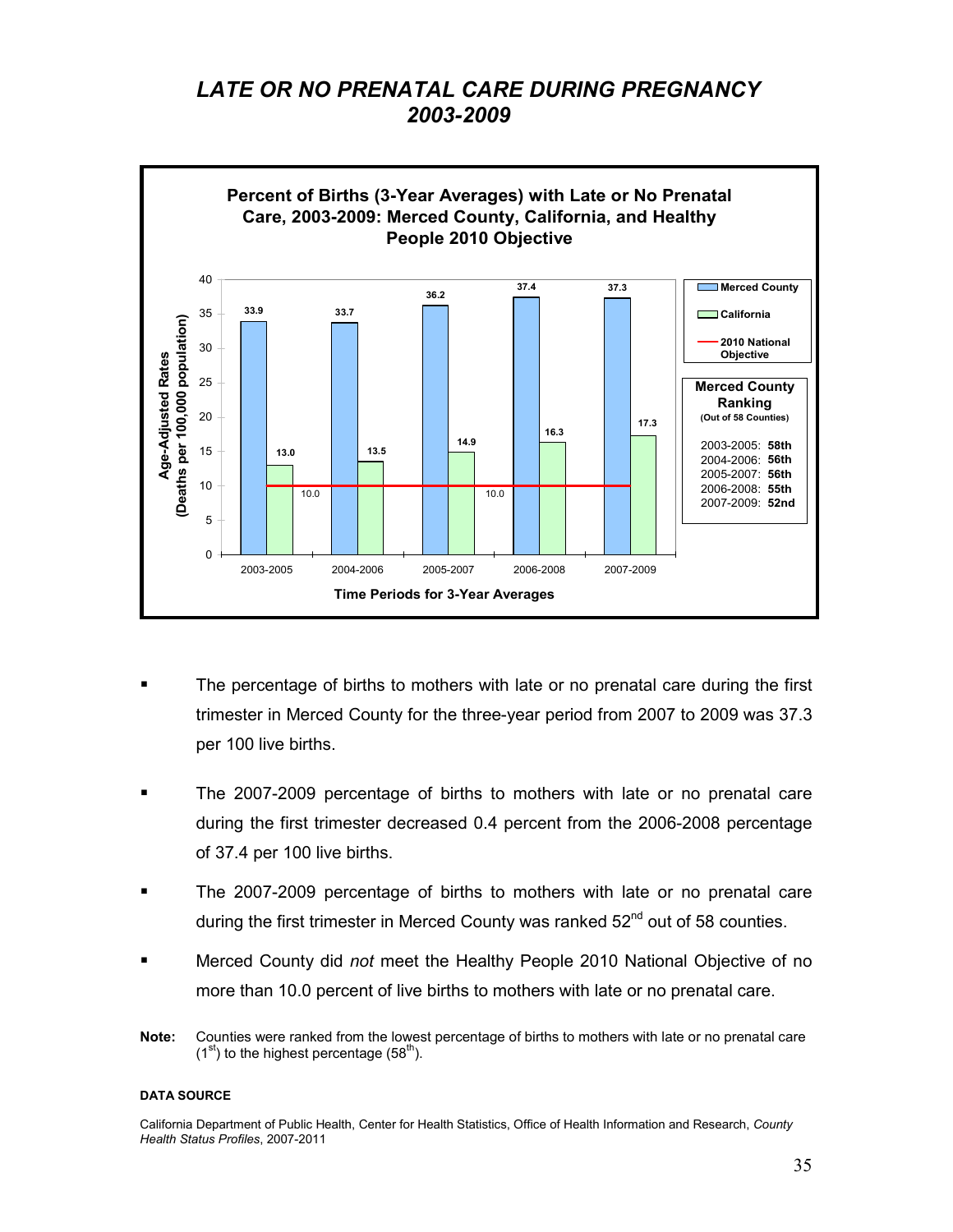# *LATE OR NO PRENATAL CARE DURING PREGNANCY 2003-2009*

**Percent of Births (3-Year Averages) with Late or No Prenatal Care, 2003-2009: Merced County, California, and Healthy People 2010 Objective**

| Time Periods for 3-Year Averages | Merced County | California | 2010 National Objective |
|---|---|---|---|
| 2003-2005 | 33.9 | 13.0 | 10.0 |
| 2004-2006 | 33.7 | 13.5 | 10.0 |
| 2005-2007 | 36.2 | 14.9 | 10.0 |
| 2006-2008 | 37.4 | 16.3 | 10.0 |
| 2007-2009 | 37.3 | 17.3 | 10.0 |

Y-axis: Age-Adjusted Rates (Deaths per 100,000 population)

**Merced County Ranking** (Out of 58 Counties)

- 2003-2005: **58th**
- 2004-2006: **56th**
- 2005-2007: **56th**
- 2006-2008: **55th**
- 2007-2009: **52nd**

- The percentage of births to mothers with late or no prenatal care during the first trimester in Merced County for the three-year period from 2007 to 2009 was 37.3 per 100 live births.
- The 2007-2009 percentage of births to mothers with late or no prenatal care during the first trimester decreased 0.4 percent from the 2006-2008 percentage of 37.4 per 100 live births.
- The 2007-2009 percentage of births to mothers with late or no prenatal care during the first trimester in Merced County was ranked 52nd out of 58 counties.
- Merced County did *not* meet the Healthy People 2010 National Objective of no more than 10.0 percent of live births to mothers with late or no prenatal care.

**Note:** Counties were ranked from the lowest percentage of births to mothers with late or no prenatal care (1st) to the highest percentage (58th).

**DATA SOURCE**

California Department of Public Health, Center for Health Statistics, Office of Health Information and Research, *County Health Status Profiles*, 2007-2011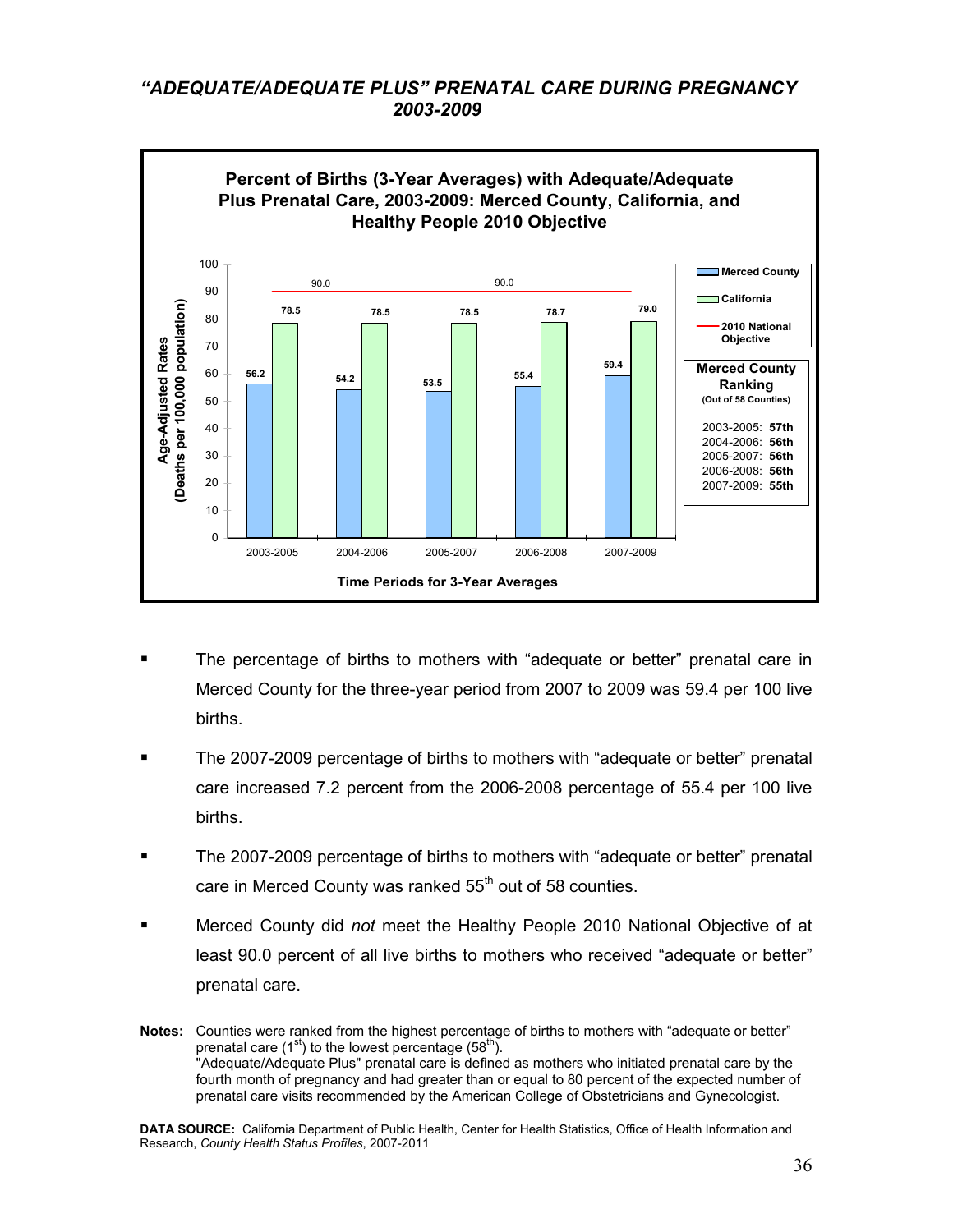## *"ADEQUATE/ADEQUATE PLUS" PRENATAL CARE DURING PREGNANCY 2003-2009*

**Percent of Births (3-Year Averages) with Adequate/Adequate Plus Prenatal Care, 2003-2009: Merced County, California, and Healthy People 2010 Objective**

| Time Periods for 3-Year Averages | Merced County | California | 2010 National Objective |
|---|---|---|---|
| 2003-2005 | 56.2 | 78.5 | 90.0 |
| 2004-2006 | 54.2 | 78.5 | 90.0 |
| 2005-2007 | 53.5 | 78.5 | 90.0 |
| 2006-2008 | 55.4 | 78.7 | 90.0 |
| 2007-2009 | 59.4 | 79.0 | 90.0 |

Y-axis label: Age-Adjusted Rates (Deaths per 100,000 population)

**Merced County Ranking** (Out of 58 Counties)

- 2003-2005: **57th**
- 2004-2006: **56th**
- 2005-2007: **56th**
- 2006-2008: **56th**
- 2007-2009: **55th**

- The percentage of births to mothers with "adequate or better" prenatal care in Merced County for the three-year period from 2007 to 2009 was 59.4 per 100 live births.
- The 2007-2009 percentage of births to mothers with "adequate or better" prenatal care increased 7.2 percent from the 2006-2008 percentage of 55.4 per 100 live births.
- The 2007-2009 percentage of births to mothers with "adequate or better" prenatal care in Merced County was ranked 55th out of 58 counties.
- Merced County did *not* meet the Healthy People 2010 National Objective of at least 90.0 percent of all live births to mothers who received "adequate or better" prenatal care.

**Notes:** Counties were ranked from the highest percentage of births to mothers with "adequate or better" prenatal care (1st) to the lowest percentage (58th).
"Adequate/Adequate Plus" prenatal care is defined as mothers who initiated prenatal care by the fourth month of pregnancy and had greater than or equal to 80 percent of the expected number of prenatal care visits recommended by the American College of Obstetricians and Gynecologist.

**DATA SOURCE:** California Department of Public Health, Center for Health Statistics, Office of Health Information and Research, *County Health Status Profiles*, 2007-2011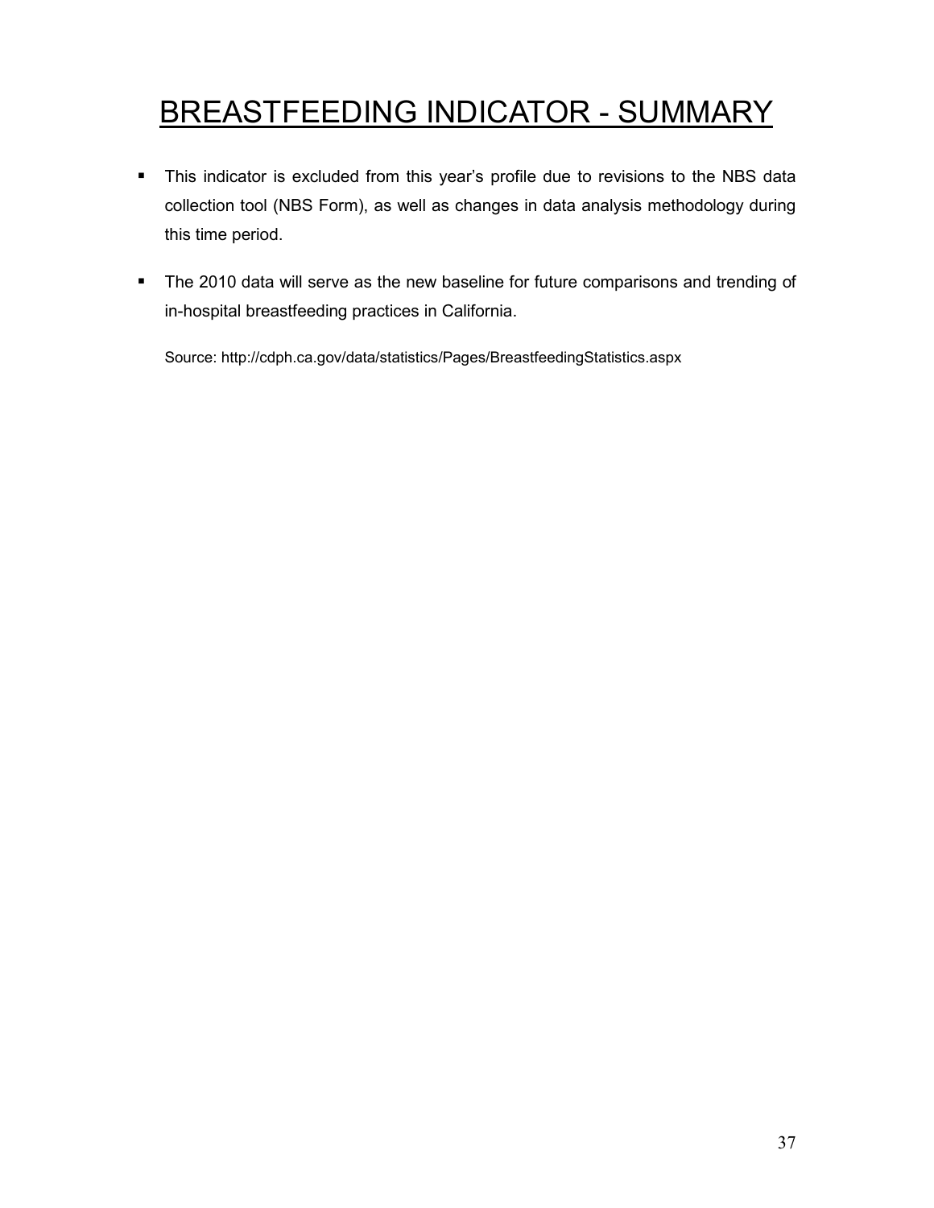# BREASTFEEDING INDICATOR - SUMMARY

- This indicator is excluded from this year's profile due to revisions to the NBS data collection tool (NBS Form), as well as changes in data analysis methodology during this time period.
- The 2010 data will serve as the new baseline for future comparisons and trending of in-hospital breastfeeding practices in California.

Source: http://cdph.ca.gov/data/statistics/Pages/BreastfeedingStatistics.aspx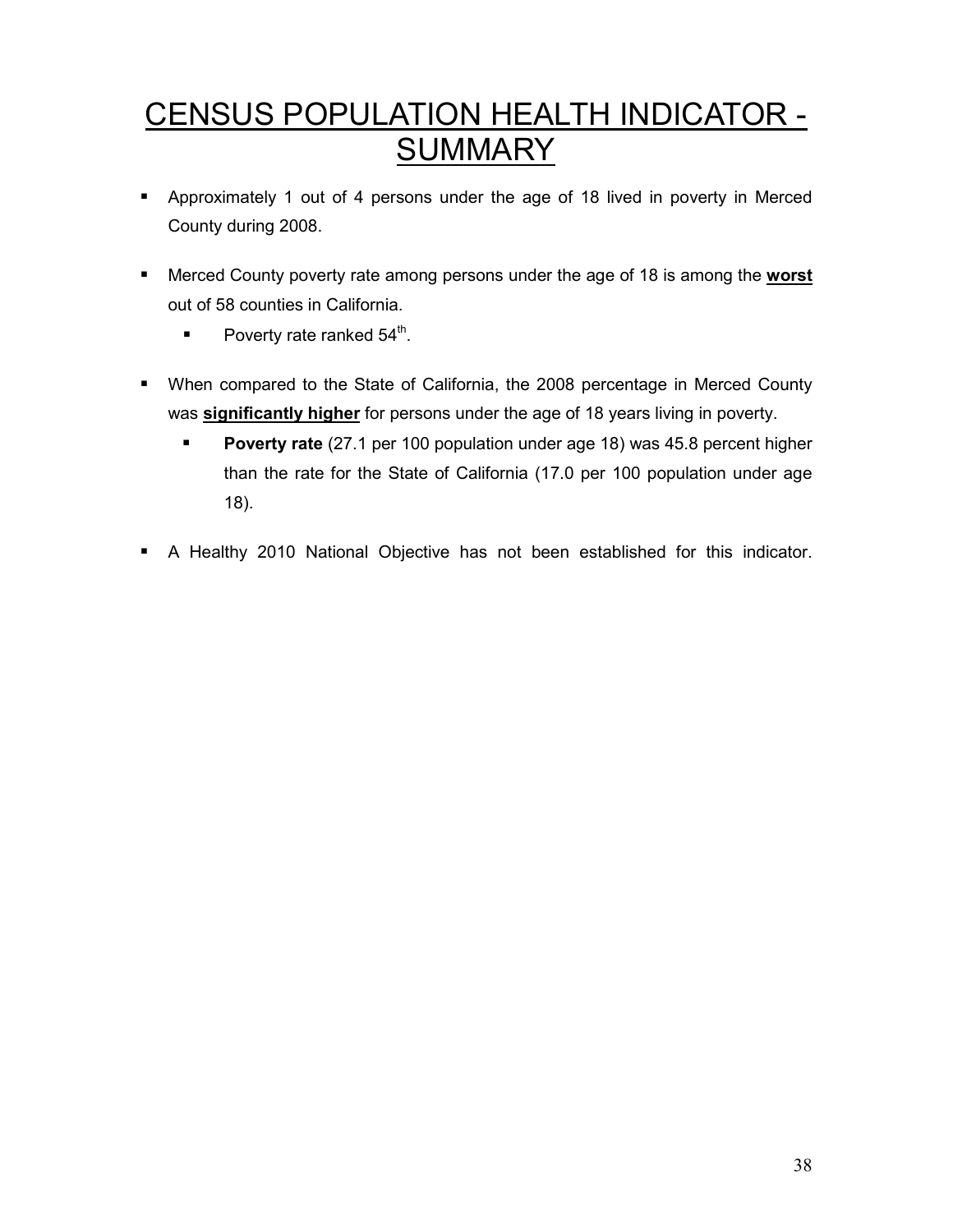# CENSUS POPULATION HEALTH INDICATOR - SUMMARY

- Approximately 1 out of 4 persons under the age of 18 lived in poverty in Merced County during 2008.
- Merced County poverty rate among persons under the age of 18 is among the **worst** out of 58 counties in California.
  - Poverty rate ranked 54th.
- When compared to the State of California, the 2008 percentage in Merced County was **significantly higher** for persons under the age of 18 years living in poverty.
  - **Poverty rate** (27.1 per 100 population under age 18) was 45.8 percent higher than the rate for the State of California (17.0 per 100 population under age 18).
- A Healthy 2010 National Objective has not been established for this indicator.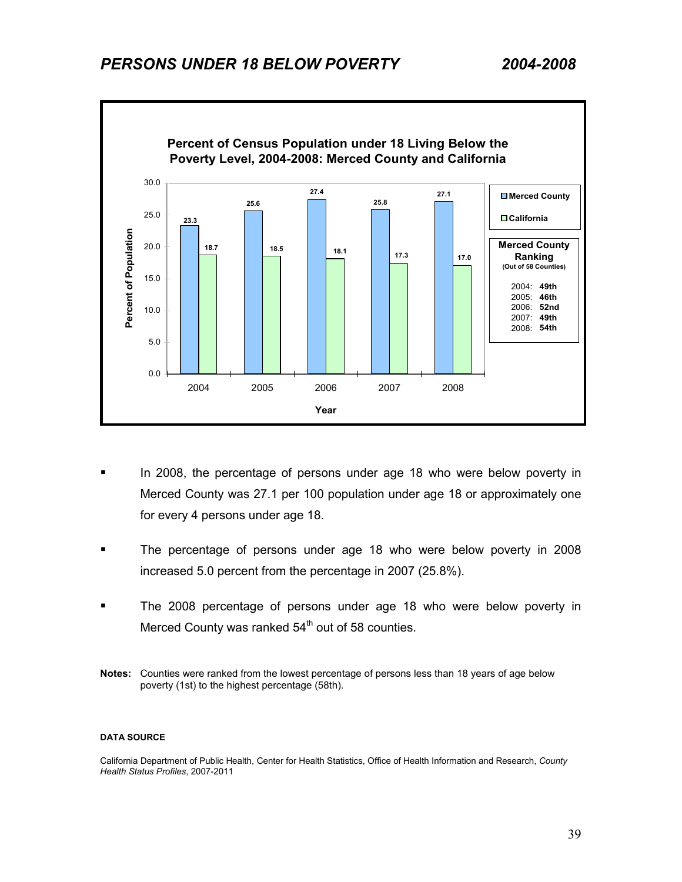## *PERSONS UNDER 18 BELOW POVERTY 2004-2008*

**Percent of Census Population under 18 Living Below the Poverty Level, 2004-2008: Merced County and California**

| Year | Merced County | California |
|---|---|---|
| 2004 | 23.3 | 18.7 |
| 2005 | 25.6 | 18.5 |
| 2006 | 27.4 | 18.1 |
| 2007 | 25.8 | 17.3 |
| 2008 | 27.1 | 17.0 |

**Merced County Ranking**
**(Out of 58 Counties)**

| Year | Ranking |
|---|---|
| 2004 | **49th** |
| 2005 | **46th** |
| 2006 | **52nd** |
| 2007 | **49th** |
| 2008 | **54th** |

- In 2008, the percentage of persons under age 18 who were below poverty in Merced County was 27.1 per 100 population under age 18 or approximately one for every 4 persons under age 18.
- The percentage of persons under age 18 who were below poverty in 2008 increased 5.0 percent from the percentage in 2007 (25.8%).
- The 2008 percentage of persons under age 18 who were below poverty in Merced County was ranked 54th out of 58 counties.

**Notes:** Counties were ranked from the lowest percentage of persons less than 18 years of age below poverty (1st) to the highest percentage (58th).

**DATA SOURCE**

California Department of Public Health, Center for Health Statistics, Office of Health Information and Research, *County Health Status Profiles*, 2007-2011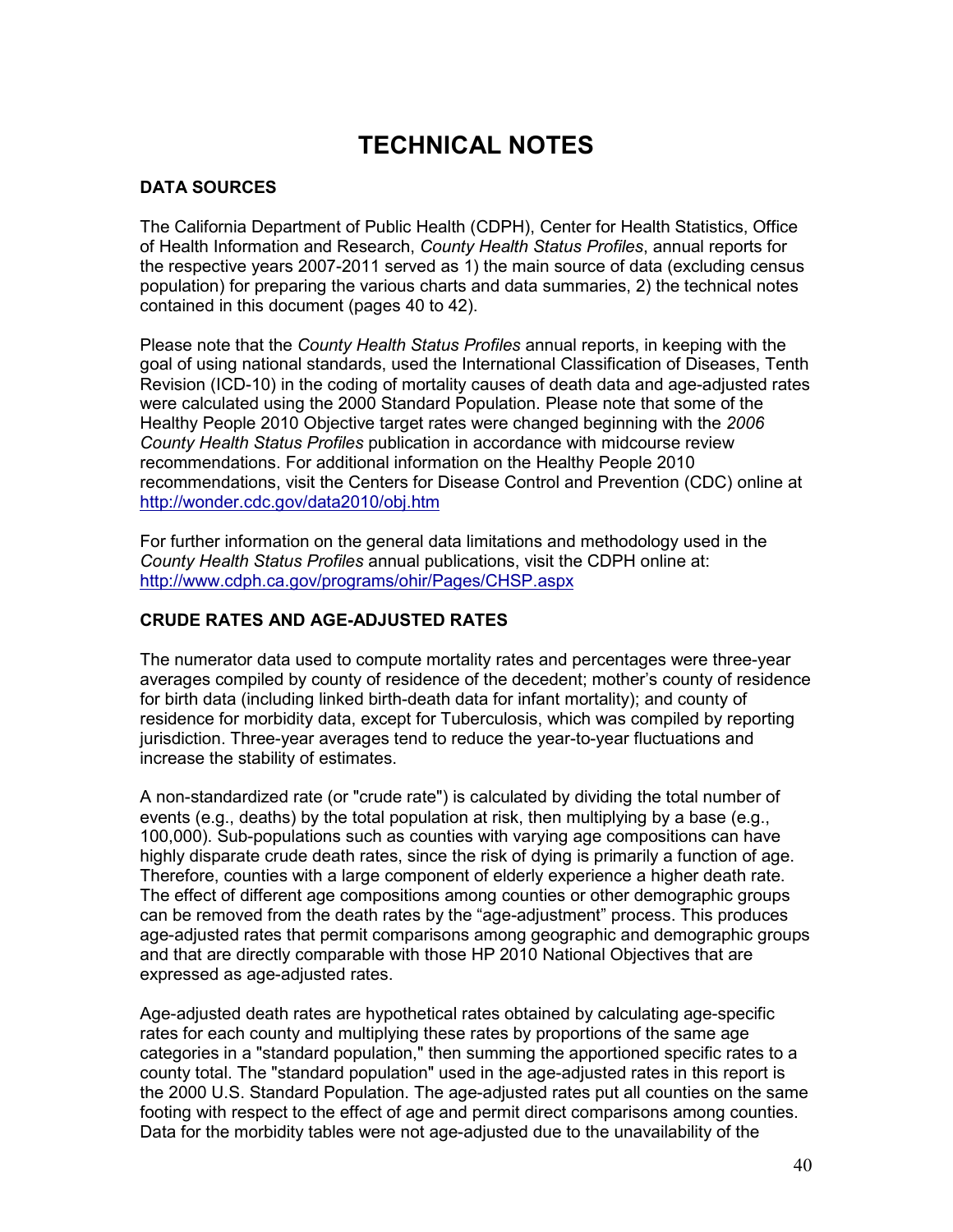# TECHNICAL NOTES

## DATA SOURCES

The California Department of Public Health (CDPH), Center for Health Statistics, Office of Health Information and Research, *County Health Status Profiles*, annual reports for the respective years 2007-2011 served as 1) the main source of data (excluding census population) for preparing the various charts and data summaries, 2) the technical notes contained in this document (pages 40 to 42).

Please note that the *County Health Status Profiles* annual reports, in keeping with the goal of using national standards, used the International Classification of Diseases, Tenth Revision (ICD-10) in the coding of mortality causes of death data and age-adjusted rates were calculated using the 2000 Standard Population. Please note that some of the Healthy People 2010 Objective target rates were changed beginning with the *2006 County Health Status Profiles* publication in accordance with midcourse review recommendations. For additional information on the Healthy People 2010 recommendations, visit the Centers for Disease Control and Prevention (CDC) online at http://wonder.cdc.gov/data2010/obj.htm

For further information on the general data limitations and methodology used in the *County Health Status Profiles* annual publications, visit the CDPH online at: http://www.cdph.ca.gov/programs/ohir/Pages/CHSP.aspx

## CRUDE RATES AND AGE-ADJUSTED RATES

The numerator data used to compute mortality rates and percentages were three-year averages compiled by county of residence of the decedent; mother's county of residence for birth data (including linked birth-death data for infant mortality); and county of residence for morbidity data, except for Tuberculosis, which was compiled by reporting jurisdiction. Three-year averages tend to reduce the year-to-year fluctuations and increase the stability of estimates.

A non-standardized rate (or "crude rate") is calculated by dividing the total number of events (e.g., deaths) by the total population at risk, then multiplying by a base (e.g., 100,000). Sub-populations such as counties with varying age compositions can have highly disparate crude death rates, since the risk of dying is primarily a function of age. Therefore, counties with a large component of elderly experience a higher death rate. The effect of different age compositions among counties or other demographic groups can be removed from the death rates by the "age-adjustment" process. This produces age-adjusted rates that permit comparisons among geographic and demographic groups and that are directly comparable with those HP 2010 National Objectives that are expressed as age-adjusted rates.

Age-adjusted death rates are hypothetical rates obtained by calculating age-specific rates for each county and multiplying these rates by proportions of the same age categories in a "standard population," then summing the apportioned specific rates to a county total. The "standard population" used in the age-adjusted rates in this report is the 2000 U.S. Standard Population. The age-adjusted rates put all counties on the same footing with respect to the effect of age and permit direct comparisons among counties. Data for the morbidity tables were not age-adjusted due to the unavailability of the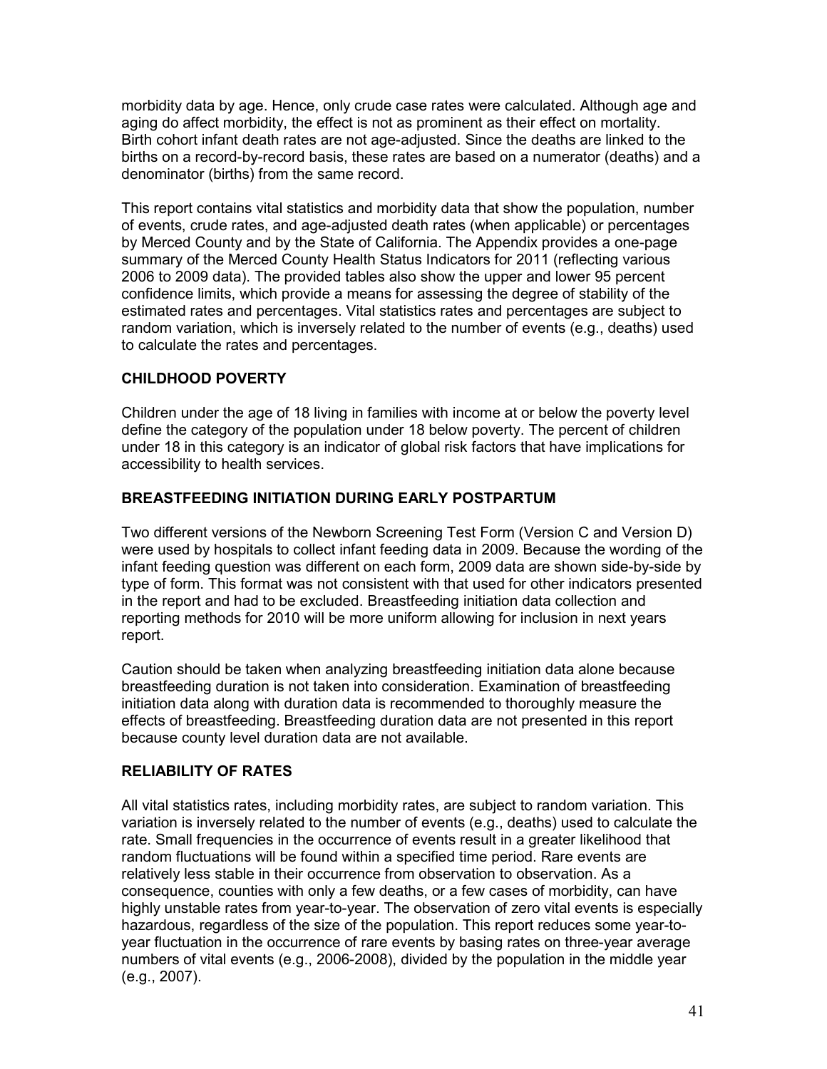morbidity data by age. Hence, only crude case rates were calculated. Although age and aging do affect morbidity, the effect is not as prominent as their effect on mortality. Birth cohort infant death rates are not age-adjusted. Since the deaths are linked to the births on a record-by-record basis, these rates are based on a numerator (deaths) and a denominator (births) from the same record.

This report contains vital statistics and morbidity data that show the population, number of events, crude rates, and age-adjusted death rates (when applicable) or percentages by Merced County and by the State of California. The Appendix provides a one-page summary of the Merced County Health Status Indicators for 2011 (reflecting various 2006 to 2009 data). The provided tables also show the upper and lower 95 percent confidence limits, which provide a means for assessing the degree of stability of the estimated rates and percentages. Vital statistics rates and percentages are subject to random variation, which is inversely related to the number of events (e.g., deaths) used to calculate the rates and percentages.

## CHILDHOOD POVERTY

Children under the age of 18 living in families with income at or below the poverty level define the category of the population under 18 below poverty. The percent of children under 18 in this category is an indicator of global risk factors that have implications for accessibility to health services.

## BREASTFEEDING INITIATION DURING EARLY POSTPARTUM

Two different versions of the Newborn Screening Test Form (Version C and Version D) were used by hospitals to collect infant feeding data in 2009. Because the wording of the infant feeding question was different on each form, 2009 data are shown side-by-side by type of form. This format was not consistent with that used for other indicators presented in the report and had to be excluded. Breastfeeding initiation data collection and reporting methods for 2010 will be more uniform allowing for inclusion in next years report.

Caution should be taken when analyzing breastfeeding initiation data alone because breastfeeding duration is not taken into consideration. Examination of breastfeeding initiation data along with duration data is recommended to thoroughly measure the effects of breastfeeding. Breastfeeding duration data are not presented in this report because county level duration data are not available.

## RELIABILITY OF RATES

All vital statistics rates, including morbidity rates, are subject to random variation. This variation is inversely related to the number of events (e.g., deaths) used to calculate the rate. Small frequencies in the occurrence of events result in a greater likelihood that random fluctuations will be found within a specified time period. Rare events are relatively less stable in their occurrence from observation to observation. As a consequence, counties with only a few deaths, or a few cases of morbidity, can have highly unstable rates from year-to-year. The observation of zero vital events is especially hazardous, regardless of the size of the population. This report reduces some year-to-year fluctuation in the occurrence of rare events by basing rates on three-year average numbers of vital events (e.g., 2006-2008), divided by the population in the middle year (e.g., 2007).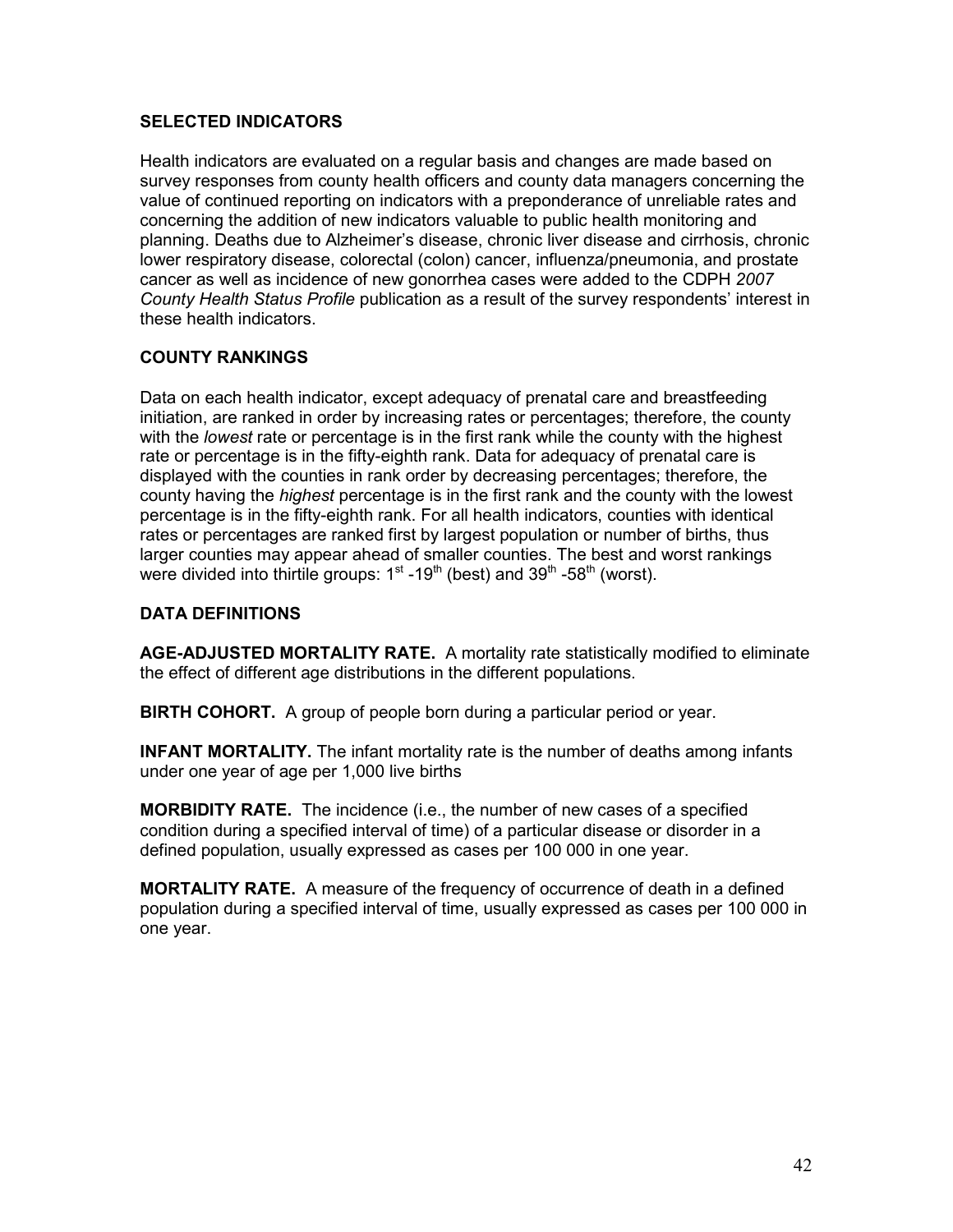## SELECTED INDICATORS

Health indicators are evaluated on a regular basis and changes are made based on survey responses from county health officers and county data managers concerning the value of continued reporting on indicators with a preponderance of unreliable rates and concerning the addition of new indicators valuable to public health monitoring and planning. Deaths due to Alzheimer's disease, chronic liver disease and cirrhosis, chronic lower respiratory disease, colorectal (colon) cancer, influenza/pneumonia, and prostate cancer as well as incidence of new gonorrhea cases were added to the CDPH *2007 County Health Status Profile* publication as a result of the survey respondents' interest in these health indicators.

## COUNTY RANKINGS

Data on each health indicator, except adequacy of prenatal care and breastfeeding initiation, are ranked in order by increasing rates or percentages; therefore, the county with the *lowest* rate or percentage is in the first rank while the county with the highest rate or percentage is in the fifty-eighth rank. Data for adequacy of prenatal care is displayed with the counties in rank order by decreasing percentages; therefore, the county having the *highest* percentage is in the first rank and the county with the lowest percentage is in the fifty-eighth rank. For all health indicators, counties with identical rates or percentages are ranked first by largest population or number of births, thus larger counties may appear ahead of smaller counties. The best and worst rankings were divided into thirtile groups: 1st -19th (best) and 39th -58th (worst).

## DATA DEFINITIONS

**AGE-ADJUSTED MORTALITY RATE.** A mortality rate statistically modified to eliminate the effect of different age distributions in the different populations.

**BIRTH COHORT.** A group of people born during a particular period or year.

**INFANT MORTALITY.** The infant mortality rate is the number of deaths among infants under one year of age per 1,000 live births

**MORBIDITY RATE.** The incidence (i.e., the number of new cases of a specified condition during a specified interval of time) of a particular disease or disorder in a defined population, usually expressed as cases per 100 000 in one year.

**MORTALITY RATE.** A measure of the frequency of occurrence of death in a defined population during a specified interval of time, usually expressed as cases per 100 000 in one year.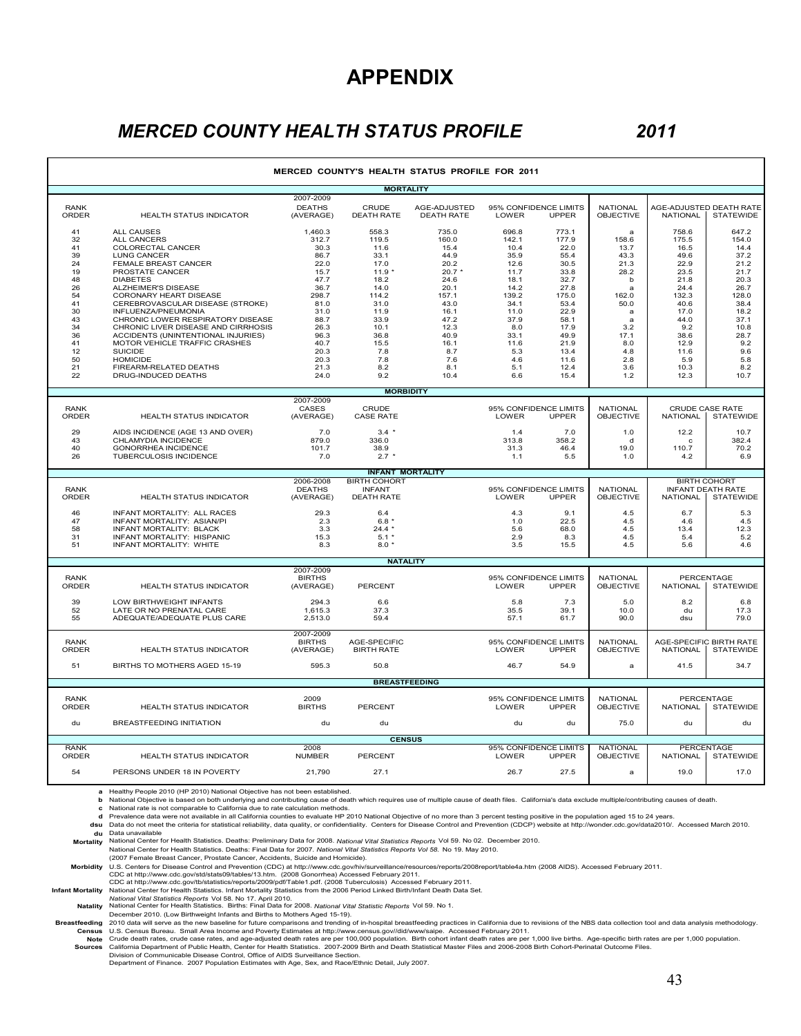# APPENDIX

## *MERCED COUNTY HEALTH STATUS PROFILE 2011*

**MERCED COUNTY'S HEALTH STATUS PROFILE FOR 2011**

**MORTALITY**

| RANK ORDER | HEALTH STATUS INDICATOR | 2007-2009 DEATHS (AVERAGE) | CRUDE DEATH RATE | AGE-ADJUSTED DEATH RATE | 95% CONFIDENCE LIMITS LOWER | 95% CONFIDENCE LIMITS UPPER | NATIONAL OBJECTIVE | AGE-ADJUSTED DEATH RATE NATIONAL | AGE-ADJUSTED DEATH RATE STATEWIDE |
|---|---|---|---|---|---|---|---|---|---|
| 41 | ALL CAUSES | 1,460.3 | 558.3 | 735.0 | 696.8 | 773.1 | a | 758.6 | 647.2 |
| 32 | ALL CANCERS | 312.7 | 119.5 | 160.0 | 142.1 | 177.9 | 158.6 | 175.5 | 154.0 |
| 41 | COLORECTAL CANCER | 30.3 | 11.6 | 15.4 | 10.4 | 22.0 | 13.7 | 16.5 | 14.4 |
| 39 | LUNG CANCER | 86.7 | 33.1 | 44.9 | 35.9 | 55.4 | 43.3 | 49.6 | 37.2 |
| 24 | FEMALE BREAST CANCER | 22.0 | 17.0 | 20.2 | 12.6 | 30.5 | 21.3 | 22.9 | 21.2 |
| 19 | PROSTATE CANCER | 15.7 | 11.9 * | 20.7 * | 11.7 | 33.8 | 28.2 | 23.5 | 21.7 |
| 48 | DIABETES | 47.7 | 18.2 | 24.6 | 18.1 | 32.7 | b | 21.8 | 20.3 |
| 26 | ALZHEIMER'S DISEASE | 36.7 | 14.0 | 20.1 | 14.2 | 27.8 | a | 24.4 | 26.7 |
| 54 | CORONARY HEART DISEASE | 298.7 | 114.2 | 157.1 | 139.2 | 175.0 | 162.0 | 132.3 | 128.0 |
| 41 | CEREBROVASCULAR DISEASE (STROKE) | 81.0 | 31.0 | 43.0 | 34.1 | 53.4 | 50.0 | 40.6 | 38.4 |
| 30 | INFLUENZA/PNEUMONIA | 31.0 | 11.9 | 16.1 | 11.0 | 22.9 | a | 17.0 | 18.2 |
| 43 | CHRONIC LOWER RESPIRATORY DISEASE | 88.7 | 33.9 | 47.2 | 37.9 | 58.1 | a | 44.0 | 37.1 |
| 34 | CHRONIC LIVER DISEASE AND CIRRHOSIS | 26.3 | 10.1 | 12.3 | 8.0 | 17.9 | 3.2 | 9.2 | 10.8 |
| 36 | ACCIDENTS (UNINTENTIONAL INJURIES) | 96.3 | 36.8 | 40.9 | 33.1 | 49.9 | 17.1 | 38.6 | 28.7 |
| 41 | MOTOR VEHICLE TRAFFIC CRASHES | 40.7 | 15.5 | 16.1 | 11.6 | 21.9 | 8.0 | 12.9 | 9.2 |
| 12 | SUICIDE | 20.3 | 7.8 | 8.7 | 5.3 | 13.4 | 4.8 | 11.6 | 9.6 |
| 50 | HOMICIDE | 20.3 | 7.8 | 7.6 | 4.6 | 11.6 | 2.8 | 5.9 | 5.8 |
| 21 | FIREARM-RELATED DEATHS | 21.3 | 8.2 | 8.1 | 5.1 | 12.4 | 3.6 | 10.3 | 8.2 |
| 22 | DRUG-INDUCED DEATHS | 24.0 | 9.2 | 10.4 | 6.6 | 15.4 | 1.2 | 12.3 | 10.7 |

**MORBIDITY**

| RANK ORDER | HEALTH STATUS INDICATOR | 2007-2009 CASES (AVERAGE) | CRUDE CASE RATE | 95% CONFIDENCE LIMITS LOWER | 95% CONFIDENCE LIMITS UPPER | NATIONAL OBJECTIVE | CRUDE CASE RATE NATIONAL | CRUDE CASE RATE STATEWIDE |
|---|---|---|---|---|---|---|---|---|
| 29 | AIDS INCIDENCE (AGE 13 AND OVER) | 7.0 | 3.4 * | 1.4 | 7.0 | 1.0 | 12.2 | 10.7 |
| 43 | CHLAMYDIA INCIDENCE | 879.0 | 336.0 | 313.8 | 358.2 | d | c | 382.4 |
| 40 | GONORRHEA INCIDENCE | 101.7 | 38.9 | 31.3 | 46.4 | 19.0 | 110.7 | 70.2 |
| 26 | TUBERCULOSIS INCIDENCE | 7.0 | 2.7 * | 1.1 | 5.5 | 1.0 | 4.2 | 6.9 |

**INFANT MORTALITY**

| RANK ORDER | HEALTH STATUS INDICATOR | 2006-2008 DEATHS (AVERAGE) | BIRTH COHORT INFANT DEATH RATE | 95% CONFIDENCE LIMITS LOWER | 95% CONFIDENCE LIMITS UPPER | NATIONAL OBJECTIVE | BIRTH COHORT INFANT DEATH RATE NATIONAL | BIRTH COHORT INFANT DEATH RATE STATEWIDE |
|---|---|---|---|---|---|---|---|---|
| 46 | INFANT MORTALITY: ALL RACES | 29.3 | 6.4 | 4.3 | 9.1 | 4.5 | 6.7 | 5.3 |
| 47 | INFANT MORTALITY: ASIAN/PI | 2.3 | 6.8 * | 1.0 | 22.5 | 4.5 | 4.6 | 4.5 |
| 58 | INFANT MORTALITY: BLACK | 3.3 | 24.4 * | 5.6 | 68.0 | 4.5 | 13.4 | 12.3 |
| 31 | INFANT MORTALITY: HISPANIC | 15.3 | 5.1 * | 2.9 | 8.3 | 4.5 | 5.4 | 5.2 |
| 51 | INFANT MORTALITY: WHITE | 8.3 | 8.0 * | 3.5 | 15.5 | 4.5 | 5.6 | 4.6 |

**NATALITY**

| RANK ORDER | HEALTH STATUS INDICATOR | 2007-2009 BIRTHS (AVERAGE) | PERCENT | 95% CONFIDENCE LIMITS LOWER | 95% CONFIDENCE LIMITS UPPER | NATIONAL OBJECTIVE | PERCENTAGE NATIONAL | PERCENTAGE STATEWIDE |
|---|---|---|---|---|---|---|---|---|
| 39 | LOW BIRTHWEIGHT INFANTS | 294.3 | 6.6 | 5.8 | 7.3 | 5.0 | 8.2 | 6.8 |
| 52 | LATE OR NO PRENATAL CARE | 1,615.3 | 37.3 | 35.5 | 39.1 | 10.0 | du | 17.3 |
| 55 | ADEQUATE/ADEQUATE PLUS CARE | 2,513.0 | 59.4 | 57.1 | 61.7 | 90.0 | dsu | 79.0 |

| RANK ORDER | HEALTH STATUS INDICATOR | 2007-2009 BIRTHS (AVERAGE) | AGE-SPECIFIC BIRTH RATE | 95% CONFIDENCE LIMITS LOWER | 95% CONFIDENCE LIMITS UPPER | NATIONAL OBJECTIVE | AGE-SPECIFIC BIRTH RATE NATIONAL | AGE-SPECIFIC BIRTH RATE STATEWIDE |
|---|---|---|---|---|---|---|---|---|
| 51 | BIRTHS TO MOTHERS AGED 15-19 | 595.3 | 50.8 | 46.7 | 54.9 | a | 41.5 | 34.7 |

**BREASTFEEDING**

| RANK ORDER | HEALTH STATUS INDICATOR | 2009 BIRTHS | PERCENT | 95% CONFIDENCE LIMITS LOWER | 95% CONFIDENCE LIMITS UPPER | NATIONAL OBJECTIVE | PERCENTAGE NATIONAL | PERCENTAGE STATEWIDE |
|---|---|---|---|---|---|---|---|---|
| du | BREASTFEEDING INITIATION | du | du | du | du | 75.0 | du | du |

**CENSUS**

| RANK ORDER | HEALTH STATUS INDICATOR | 2008 NUMBER | PERCENT | 95% CONFIDENCE LIMITS LOWER | 95% CONFIDENCE LIMITS UPPER | NATIONAL OBJECTIVE | PERCENTAGE NATIONAL | PERCENTAGE STATEWIDE |
|---|---|---|---|---|---|---|---|---|
| 54 | PERSONS UNDER 18 IN POVERTY | 21,790 | 27.1 | 26.7 | 27.5 | a | 19.0 | 17.0 |

**a** Healthy People 2010 (HP 2010) National Objective has not been established.
**b** National Objective is based on both underlying and contributing cause of death which requires use of multiple cause of death files. California's data exclude multiple/contributing causes of death.
**c** National rate is not comparable to California due to rate calculation methods.
**d** Prevalence data were not available in all California counties to evaluate HP 2010 National Objective of no more than 3 percent testing positive in the population aged 15 to 24 years.
**dsu** Data do not meet the criteria for statistical reliability, data quality, or confidentiality. Centers for Disease Control and Prevention (CDCP) website at http://wonder.cdc.gov/data2010/. Accessed March 2010.
**du** Data unavailable

**Mortality** National Center for Health Statistics. Deaths: Preliminary Data for 2008. *National Vital Statistics Reports* Vol 59. No 02. December 2010.
National Center for Health Statistics. Deaths: Final Data for 2007. *National Vital Statistics Reports Vol 58.* No 19. May 2010.
(2007 Female Breast Cancer, Prostate Cancer, Accidents, Suicide and Homicide).

**Morbidity** U.S. Centers for Disease Control and Prevention (CDC) at http://www.cdc.gov/hiv/surveillance/resources/reports/2008report/table4a.htm (2008 AIDS). Accessed February 2011.
CDC at http://www.cdc.gov/std/stats09/tables/13.htm. (2008 Gonorrhea) Accessed February 2011.
CDC at http://www.cdc.gov/tb/statistics/reports/2009/pdf/Table1.pdf. (2008 Tuberculosis) Accessed February 2011.

**Infant Mortality** National Center for Health Statistics. Infant Mortality Statistics from the 2006 Period Linked Birth/Infant Death Data Set. *National Vital Statistics Reports* Vol 58. No 17. April 2010.

**Natality** National Center for Health Statistics. Births: Final Data for 2008. *National Vital Statistic Reports* Vol 59. No 1. December 2010. (Low Birthweight Infants and Births to Mothers Aged 15-19).

**Breastfeeding** 2010 data will serve as the new baseline for future comparisons and trending of in-hospital breastfeeding practices in California due to revisions of the NBS data collection tool and data analysis methodology.

**Census** U.S. Census Bureau. Small Area Income and Poverty Estimates at http://www.census.gov//did/www/saipe. Accessed February 2011.

**Note** Crude death rates, crude case rates, and age-adjusted death rates are per 100,000 population. Birth cohort infant death rates are per 1,000 live births. Age-specific birth rates are per 1,000 population.

**Sources** California Department of Public Health, Center for Health Statistics. 2007-2009 Birth and Death Statistical Master Files and 2006-2008 Birth Cohort-Perinatal Outcome Files.
Division of Communicable Disease Control, Office of AIDS Surveillance Section.
Department of Finance. 2007 Population Estimates with Age, Sex, and Race/Ethnic Detail, July 2007.